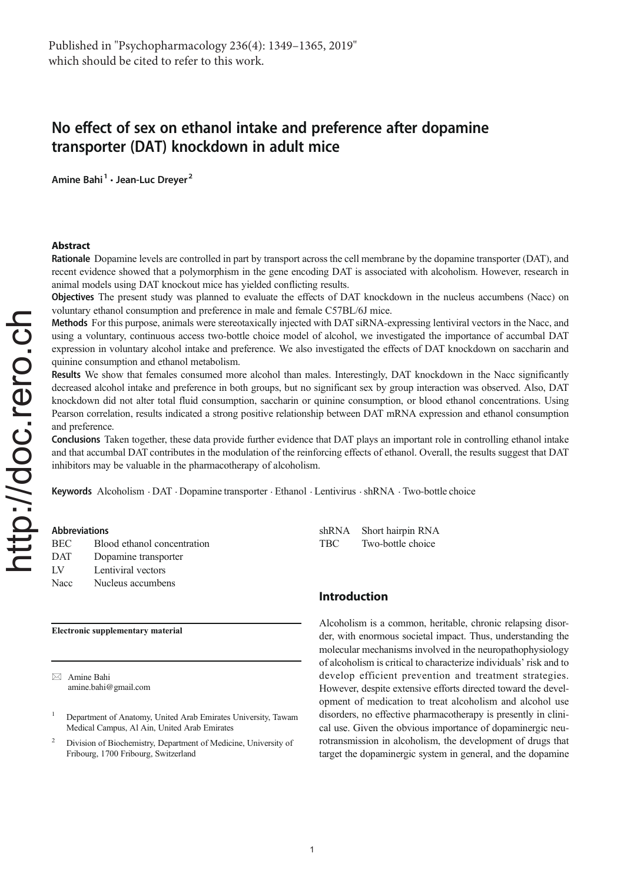Published in "Psychopharmacology 236(4): 1349–1365, 2019" which should be cited to refer to this work.

# No effect of sex on ethanol intake and preference after dopamine transporter (DAT) knockdown in adult mice

**Amine Bahi**[1] **· Jean-Luc Dreyer**[2]

## Abstract

**Rationale** Dopamine levels are controlled in part by transport across the cell membrane by the dopamine transporter (DAT), and recent evidence showed that a polymorphism in the gene encoding DAT is associated with alcoholism. However, research in animal models using DAT knockout mice has yielded conflicting results.

**Objectives** The present study was planned to evaluate the effects of DAT knockdown in the nucleus accumbens (Nacc) on voluntary ethanol consumption and preference in male and female C57BL/6J mice.

**Methods** For this purpose, animals were stereotaxically injected with DAT siRNA-expressing lentiviral vectors in the Nacc, and using a voluntary, continuous access two-bottle choice model of alcohol, we investigated the importance of accumbal DAT expression in voluntary alcohol intake and preference. We also investigated the effects of DAT knockdown on saccharin and quinine consumption and ethanol metabolism.

**Results** We show that females consumed more alcohol than males. Interestingly, DAT knockdown in the Nacc significantly decreased alcohol intake and preference in both groups, but no significant sex by group interaction was observed. Also, DAT knockdown did not alter total fluid consumption, saccharin or quinine consumption, or blood ethanol concentrations. Using Pearson correlation, results indicated a strong positive relationship between DAT mRNA expression and ethanol consumption and preference.

**Conclusions** Taken together, these data provide further evidence that DAT plays an important role in controlling ethanol intake and that accumbal DAT contributes in the modulation of the reinforcing effects of ethanol. Overall, the results suggest that DAT inhibitors may be valuable in the pharmacotherapy of alcoholism.

**Keywords** Alcoholism · DAT · Dopamine transporter · Ethanol · Lentivirus · shRNA · Two-bottle choice

**Abbreviations**

| | |
|---|---|
| BEC | Blood ethanol concentration |
| DAT | Dopamine transporter |
| LV | Lentiviral vectors |
| Nacc | Nucleus accumbens |
| shRNA | Short hairpin RNA |
| TBC | Two-bottle choice |

**Electronic supplementary material**

✉ Amine Bahi
amine.bahi@gmail.com

[1] Department of Anatomy, United Arab Emirates University, Tawam Medical Campus, Al Ain, United Arab Emirates

[2] Division of Biochemistry, Department of Medicine, University of Fribourg, 1700 Fribourg, Switzerland

## Introduction

Alcoholism is a common, heritable, chronic relapsing disorder, with enormous societal impact. Thus, understanding the molecular mechanisms involved in the neuropathophysiology of alcoholism is critical to characterize individuals' risk and to develop efficient prevention and treatment strategies. However, despite extensive efforts directed toward the development of medication to treat alcoholism and alcohol use disorders, no effective pharmacotherapy is presently in clinical use. Given the obvious importance of dopaminergic neurotransmission in alcoholism, the development of drugs that target the dopaminergic system in general, and the dopamine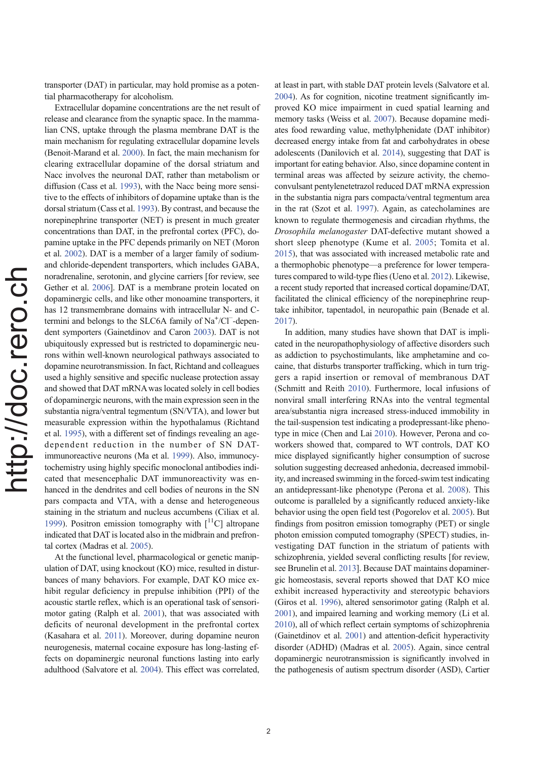transporter (DAT) in particular, may hold promise as a potential pharmacotherapy for alcoholism.

Extracellular dopamine concentrations are the net result of release and clearance from the synaptic space. In the mammalian CNS, uptake through the plasma membrane DAT is the main mechanism for regulating extracellular dopamine levels (Benoit-Marand et al. 2000). In fact, the main mechanism for clearing extracellular dopamine of the dorsal striatum and Nacc involves the neuronal DAT, rather than metabolism or diffusion (Cass et al. 1993), with the Nacc being more sensitive to the effects of inhibitors of dopamine uptake than is the dorsal striatum (Cass et al. 1993). By contrast, and because the norepinephrine transporter (NET) is present in much greater concentrations than DAT, in the prefrontal cortex (PFC), dopamine uptake in the PFC depends primarily on NET (Moron et al. 2002). DAT is a member of a larger family of sodium- and chloride-dependent transporters, which includes GABA, noradrenaline, serotonin, and glycine carriers [for review, see Gether et al. 2006]. DAT is a membrane protein located on dopaminergic cells, and like other monoamine transporters, it has 12 transmembrane domains with intracellular N- and C-termini and belongs to the SLC6A family of $Na^{+}$/$Cl^{-}$-dependent symporters (Gainetdinov and Caron 2003). DAT is not ubiquitously expressed but is restricted to dopaminergic neurons within well-known neurological pathways associated to dopamine neurotransmission. In fact, Richtand and colleagues used a highly sensitive and specific nuclease protection assay and showed that DAT mRNA was located solely in cell bodies of dopaminergic neurons, with the main expression seen in the substantia nigra/ventral tegmentum (SN/VTA), and lower but measurable expression within the hypothalamus (Richtand et al. 1995), with a different set of findings revealing an age-dependent reduction in the number of SN DAT-immunoreactive neurons (Ma et al. 1999). Also, immunocytochemistry using highly specific monoclonal antibodies indicated that mesencephalic DAT immunoreactivity was enhanced in the dendrites and cell bodies of neurons in the SN pars compacta and VTA, with a dense and heterogeneous staining in the striatum and nucleus accumbens (Ciliax et al. 1999). Positron emission tomography with [$^{11}$C] altropane indicated that DAT is located also in the midbrain and prefrontal cortex (Madras et al. 2005).

At the functional level, pharmacological or genetic manipulation of DAT, using knockout (KO) mice, resulted in disturbances of many behaviors. For example, DAT KO mice exhibit regular deficiency in prepulse inhibition (PPI) of the acoustic startle reflex, which is an operational task of sensorimotor gating (Ralph et al. 2001), that was associated with deficits of neuronal development in the prefrontal cortex (Kasahara et al. 2011). Moreover, during dopamine neuron neurogenesis, maternal cocaine exposure has long-lasting effects on dopaminergic neuronal functions lasting into early adulthood (Salvatore et al. 2004). This effect was correlated, at least in part, with stable DAT protein levels (Salvatore et al. 2004). As for cognition, nicotine treatment significantly improved KO mice impairment in cued spatial learning and memory tasks (Weiss et al. 2007). Because dopamine mediates food rewarding value, methylphenidate (DAT inhibitor) decreased energy intake from fat and carbohydrates in obese adolescents (Danilovich et al. 2014), suggesting that DAT is important for eating behavior. Also, since dopamine content in terminal areas was affected by seizure activity, the chemoconvulsant pentylenetetrazol reduced DAT mRNA expression in the substantia nigra pars compacta/ventral tegmentum area in the rat (Szot et al. 1997). Again, as catecholamines are known to regulate thermogenesis and circadian rhythms, the *Drosophila melanogaster* DAT-defective mutant showed a short sleep phenotype (Kume et al. 2005; Tomita et al. 2015), that was associated with increased metabolic rate and a thermophobic phenotype—a preference for lower temperatures compared to wild-type flies (Ueno et al. 2012). Likewise, a recent study reported that increased cortical dopamine/DAT, facilitated the clinical efficiency of the norepinephrine reuptake inhibitor, tapentadol, in neuropathic pain (Benade et al. 2017).

In addition, many studies have shown that DAT is implicated in the neuropathophysiology of affective disorders such as addiction to psychostimulants, like amphetamine and cocaine, that disturbs transporter trafficking, which in turn triggers a rapid insertion or removal of membranous DAT (Schmitt and Reith 2010). Furthermore, local infusions of nonviral small interfering RNAs into the ventral tegmental area/substantia nigra increased stress-induced immobility in the tail-suspension test indicating a prodepressant-like phenotype in mice (Chen and Lai 2010). However, Perona and coworkers showed that, compared to WT controls, DAT KO mice displayed significantly higher consumption of sucrose solution suggesting decreased anhedonia, decreased immobility, and increased swimming in the forced-swim test indicating an antidepressant-like phenotype (Perona et al. 2008). This outcome is paralleled by a significantly reduced anxiety-like behavior using the open field test (Pogorelov et al. 2005). But findings from positron emission tomography (PET) or single photon emission computed tomography (SPECT) studies, investigating DAT function in the striatum of patients with schizophrenia, yielded several conflicting results [for review, see Brunelin et al. 2013]. Because DAT maintains dopaminergic homeostasis, several reports showed that DAT KO mice exhibit increased hyperactivity and stereotypic behaviors (Giros et al. 1996), altered sensorimotor gating (Ralph et al. 2001), and impaired learning and working memory (Li et al. 2010), all of which reflect certain symptoms of schizophrenia (Gainetdinov et al. 2001) and attention-deficit hyperactivity disorder (ADHD) (Madras et al. 2005). Again, since central dopaminergic neurotransmission is significantly involved in the pathogenesis of autism spectrum disorder (ASD), Cartier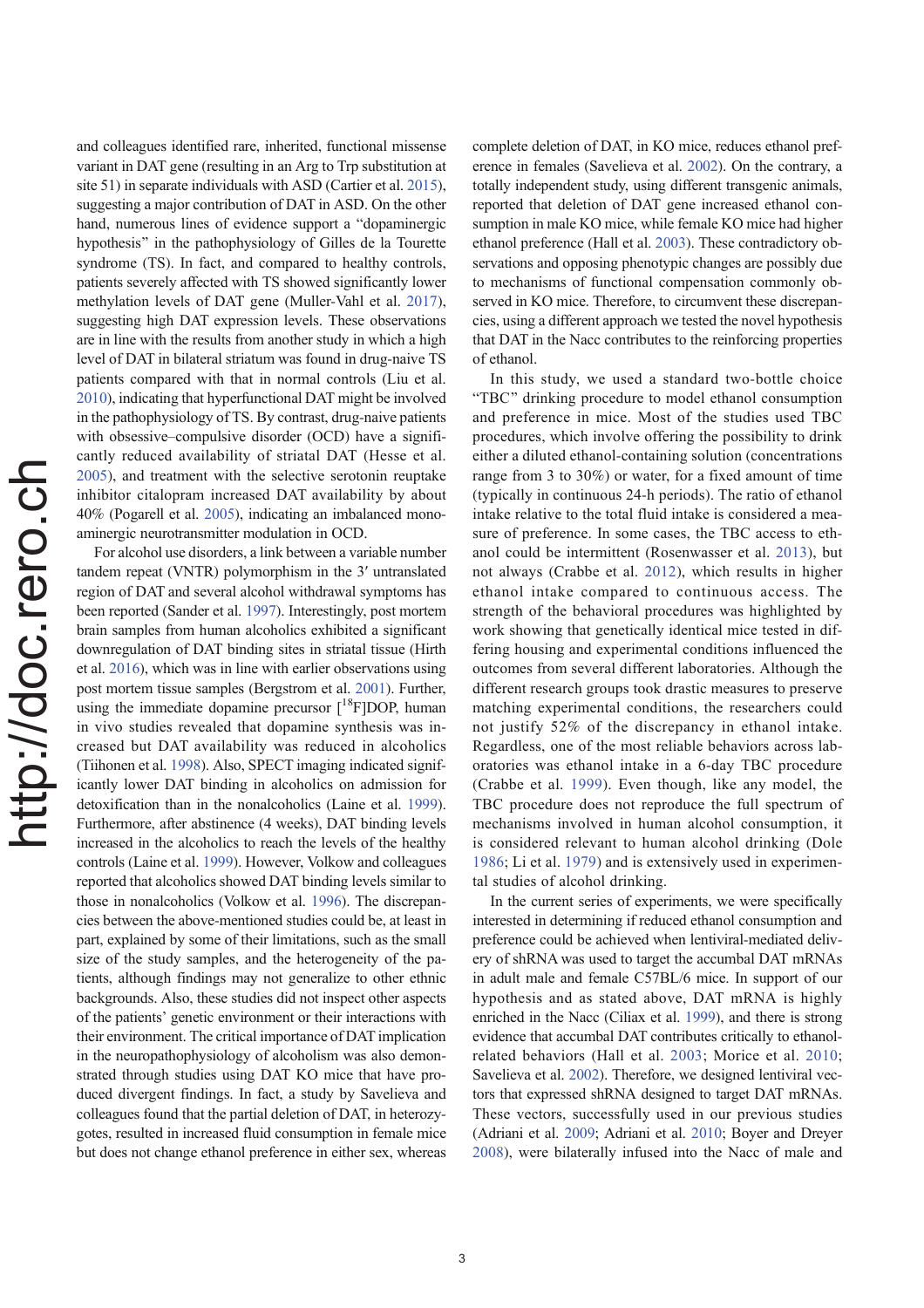and colleagues identified rare, inherited, functional missense variant in DAT gene (resulting in an Arg to Trp substitution at site 51) in separate individuals with ASD (Cartier et al. 2015), suggesting a major contribution of DAT in ASD. On the other hand, numerous lines of evidence support a "dopaminergic hypothesis" in the pathophysiology of Gilles de la Tourette syndrome (TS). In fact, and compared to healthy controls, patients severely affected with TS showed significantly lower methylation levels of DAT gene (Muller-Vahl et al. 2017), suggesting high DAT expression levels. These observations are in line with the results from another study in which a high level of DAT in bilateral striatum was found in drug-naive TS patients compared with that in normal controls (Liu et al. 2010), indicating that hyperfunctional DAT might be involved in the pathophysiology of TS. By contrast, drug-naive patients with obsessive–compulsive disorder (OCD) have a significantly reduced availability of striatal DAT (Hesse et al. 2005), and treatment with the selective serotonin reuptake inhibitor citalopram increased DAT availability by about 40% (Pogarell et al. 2005), indicating an imbalanced monoaminergic neurotransmitter modulation in OCD.

For alcohol use disorders, a link between a variable number tandem repeat (VNTR) polymorphism in the 3′ untranslated region of DAT and several alcohol withdrawal symptoms has been reported (Sander et al. 1997). Interestingly, post mortem brain samples from human alcoholics exhibited a significant downregulation of DAT binding sites in striatal tissue (Hirth et al. 2016), which was in line with earlier observations using post mortem tissue samples (Bergstrom et al. 2001). Further, using the immediate dopamine precursor [$^{18}$F]DOP, human in vivo studies revealed that dopamine synthesis was increased but DAT availability was reduced in alcoholics (Tiihonen et al. 1998). Also, SPECT imaging indicated significantly lower DAT binding in alcoholics on admission for detoxification than in the nonalcoholics (Laine et al. 1999). Furthermore, after abstinence (4 weeks), DAT binding levels increased in the alcoholics to reach the levels of the healthy controls (Laine et al. 1999). However, Volkow and colleagues reported that alcoholics showed DAT binding levels similar to those in nonalcoholics (Volkow et al. 1996). The discrepancies between the above-mentioned studies could be, at least in part, explained by some of their limitations, such as the small size of the study samples, and the heterogeneity of the patients, although findings may not generalize to other ethnic backgrounds. Also, these studies did not inspect other aspects of the patients' genetic environment or their interactions with their environment. The critical importance of DAT implication in the neuropathophysiology of alcoholism was also demonstrated through studies using DAT KO mice that have produced divergent findings. In fact, a study by Savelieva and colleagues found that the partial deletion of DAT, in heterozygotes, resulted in increased fluid consumption in female mice but does not change ethanol preference in either sex, whereas complete deletion of DAT, in KO mice, reduces ethanol preference in females (Savelieva et al. 2002). On the contrary, a totally independent study, using different transgenic animals, reported that deletion of DAT gene increased ethanol consumption in male KO mice, while female KO mice had higher ethanol preference (Hall et al. 2003). These contradictory observations and opposing phenotypic changes are possibly due to mechanisms of functional compensation commonly observed in KO mice. Therefore, to circumvent these discrepancies, using a different approach we tested the novel hypothesis that DAT in the Nacc contributes to the reinforcing properties of ethanol.

In this study, we used a standard two-bottle choice "TBC" drinking procedure to model ethanol consumption and preference in mice. Most of the studies used TBC procedures, which involve offering the possibility to drink either a diluted ethanol-containing solution (concentrations range from 3 to 30%) or water, for a fixed amount of time (typically in continuous 24-h periods). The ratio of ethanol intake relative to the total fluid intake is considered a measure of preference. In some cases, the TBC access to ethanol could be intermittent (Rosenwasser et al. 2013), but not always (Crabbe et al. 2012), which results in higher ethanol intake compared to continuous access. The strength of the behavioral procedures was highlighted by work showing that genetically identical mice tested in differing housing and experimental conditions influenced the outcomes from several different laboratories. Although the different research groups took drastic measures to preserve matching experimental conditions, the researchers could not justify 52% of the discrepancy in ethanol intake. Regardless, one of the most reliable behaviors across laboratories was ethanol intake in a 6-day TBC procedure (Crabbe et al. 1999). Even though, like any model, the TBC procedure does not reproduce the full spectrum of mechanisms involved in human alcohol consumption, it is considered relevant to human alcohol drinking (Dole 1986; Li et al. 1979) and is extensively used in experimental studies of alcohol drinking.

In the current series of experiments, we were specifically interested in determining if reduced ethanol consumption and preference could be achieved when lentiviral-mediated delivery of shRNA was used to target the accumbal DAT mRNAs in adult male and female C57BL/6 mice. In support of our hypothesis and as stated above, DAT mRNA is highly enriched in the Nacc (Ciliax et al. 1999), and there is strong evidence that accumbal DAT contributes critically to ethanol-related behaviors (Hall et al. 2003; Morice et al. 2010; Savelieva et al. 2002). Therefore, we designed lentiviral vectors that expressed shRNA designed to target DAT mRNAs. These vectors, successfully used in our previous studies (Adriani et al. 2009; Adriani et al. 2010; Boyer and Dreyer 2008), were bilaterally infused into the Nacc of male and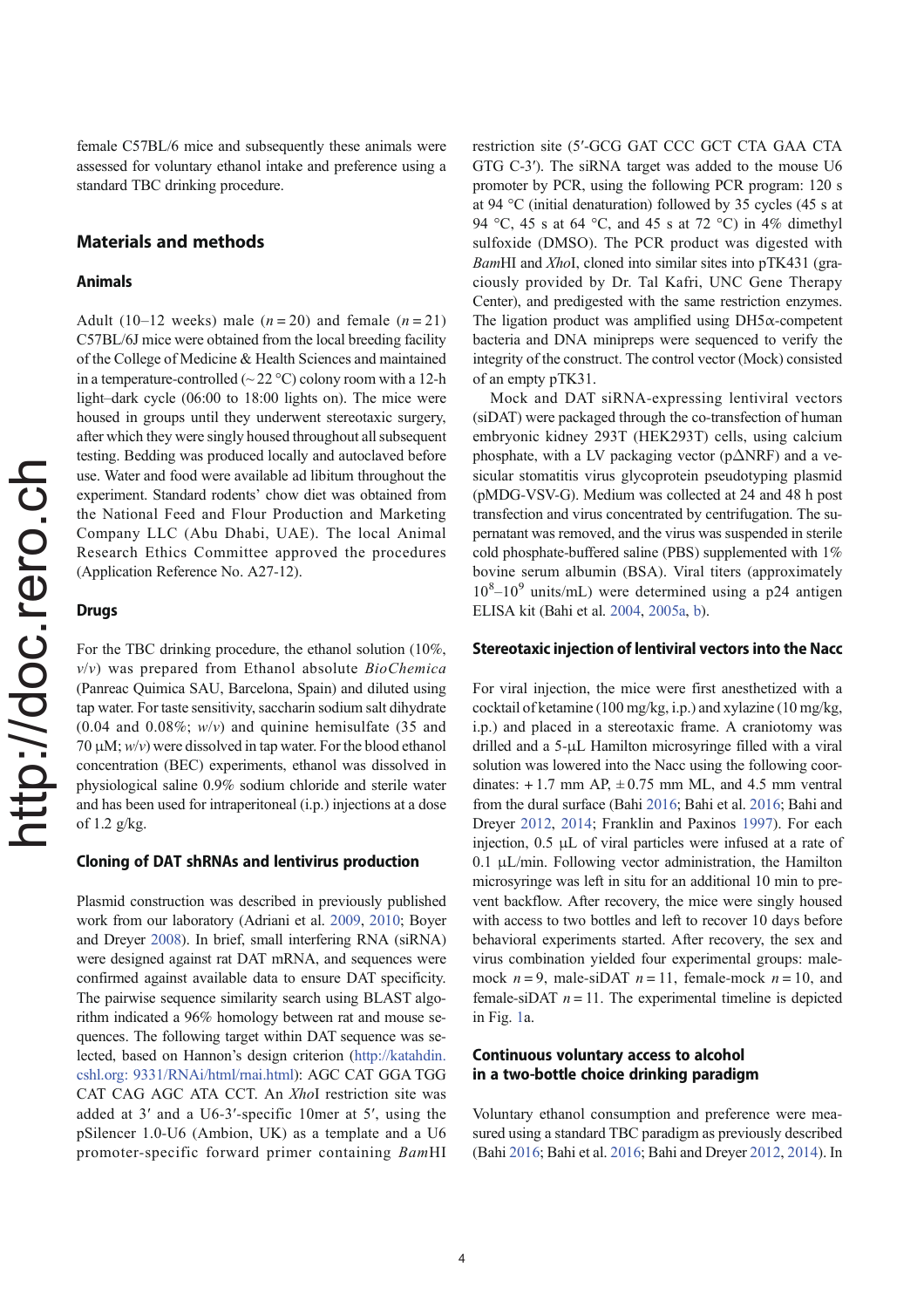female C57BL/6 mice and subsequently these animals were assessed for voluntary ethanol intake and preference using a standard TBC drinking procedure.

## Materials and methods

### Animals

Adult (10–12 weeks) male ($n = 20$) and female ($n = 21$) C57BL/6J mice were obtained from the local breeding facility of the College of Medicine & Health Sciences and maintained in a temperature-controlled (~22 °C) colony room with a 12-h light–dark cycle (06:00 to 18:00 lights on). The mice were housed in groups until they underwent stereotaxic surgery, after which they were singly housed throughout all subsequent testing. Bedding was produced locally and autoclaved before use. Water and food were available ad libitum throughout the experiment. Standard rodents' chow diet was obtained from the National Feed and Flour Production and Marketing Company LLC (Abu Dhabi, UAE). The local Animal Research Ethics Committee approved the procedures (Application Reference No. A27-12).

### Drugs

For the TBC drinking procedure, the ethanol solution (10%, *v*/*v*) was prepared from Ethanol absolute *BioChemica* (Panreac Quimica SAU, Barcelona, Spain) and diluted using tap water. For taste sensitivity, saccharin sodium salt dihydrate (0.04 and 0.08%; *w*/*v*) and quinine hemisulfate (35 and 70 μM; *w*/*v*) were dissolved in tap water. For the blood ethanol concentration (BEC) experiments, ethanol was dissolved in physiological saline 0.9% sodium chloride and sterile water and has been used for intraperitoneal (i.p.) injections at a dose of 1.2 g/kg.

### Cloning of DAT shRNAs and lentivirus production

Plasmid construction was described in previously published work from our laboratory (Adriani et al. 2009, 2010; Boyer and Dreyer 2008). In brief, small interfering RNA (siRNA) were designed against rat DAT mRNA, and sequences were confirmed against available data to ensure DAT specificity. The pairwise sequence similarity search using BLAST algorithm indicated a 96% homology between rat and mouse sequences. The following target within DAT sequence was selected, based on Hannon's design criterion (http://katahdin.cshl.org: 9331/RNAi/html/rnai.html): AGC CAT GGA TGG CAT CAG AGC ATA CCT. An *Xho*I restriction site was added at 3′ and a U6-3′-specific 10mer at 5′, using the pSilencer 1.0-U6 (Ambion, UK) as a template and a U6 promoter-specific forward primer containing *Bam*HI restriction site (5′-GCG GAT CCC GCT CTA GAA CTA GTG C-3′). The siRNA target was added to the mouse U6 promoter by PCR, using the following PCR program: 120 s at 94 °C (initial denaturation) followed by 35 cycles (45 s at 94 °C, 45 s at 64 °C, and 45 s at 72 °C) in 4% dimethyl sulfoxide (DMSO). The PCR product was digested with *Bam*HI and *Xho*I, cloned into similar sites into pTK431 (graciously provided by Dr. Tal Kafri, UNC Gene Therapy Center), and predigested with the same restriction enzymes. The ligation product was amplified using DH5α-competent bacteria and DNA minipreps were sequenced to verify the integrity of the construct. The control vector (Mock) consisted of an empty pTK31.

Mock and DAT siRNA-expressing lentiviral vectors (siDAT) were packaged through the co-transfection of human embryonic kidney 293T (HEK293T) cells, using calcium phosphate, with a LV packaging vector (pΔNRF) and a vesicular stomatitis virus glycoprotein pseudotyping plasmid (pMDG-VSV-G). Medium was collected at 24 and 48 h post transfection and virus concentrated by centrifugation. The supernatant was removed, and the virus was suspended in sterile cold phosphate-buffered saline (PBS) supplemented with 1% bovine serum albumin (BSA). Viral titers (approximately $10^8$–$10^9$ units/mL) were determined using a p24 antigen ELISA kit (Bahi et al. 2004, 2005a, b).

### Stereotaxic injection of lentiviral vectors into the Nacc

For viral injection, the mice were first anesthetized with a cocktail of ketamine (100 mg/kg, i.p.) and xylazine (10 mg/kg, i.p.) and placed in a stereotaxic frame. A craniotomy was drilled and a 5-μL Hamilton microsyringe filled with a viral solution was lowered into the Nacc using the following coordinates: + 1.7 mm AP, ± 0.75 mm ML, and 4.5 mm ventral from the dural surface (Bahi 2016; Bahi et al. 2016; Bahi and Dreyer 2012, 2014; Franklin and Paxinos 1997). For each injection, 0.5 μL of viral particles were infused at a rate of 0.1 μL/min. Following vector administration, the Hamilton microsyringe was left in situ for an additional 10 min to prevent backflow. After recovery, the mice were singly housed with access to two bottles and left to recover 10 days before behavioral experiments started. After recovery, the sex and virus combination yielded four experimental groups: male-mock $n = 9$, male-siDAT $n = 11$, female-mock $n = 10$, and female-siDAT $n = 11$. The experimental timeline is depicted in Fig. 1a.

### Continuous voluntary access to alcohol in a two-bottle choice drinking paradigm

Voluntary ethanol consumption and preference were measured using a standard TBC paradigm as previously described (Bahi 2016; Bahi et al. 2016; Bahi and Dreyer 2012, 2014). In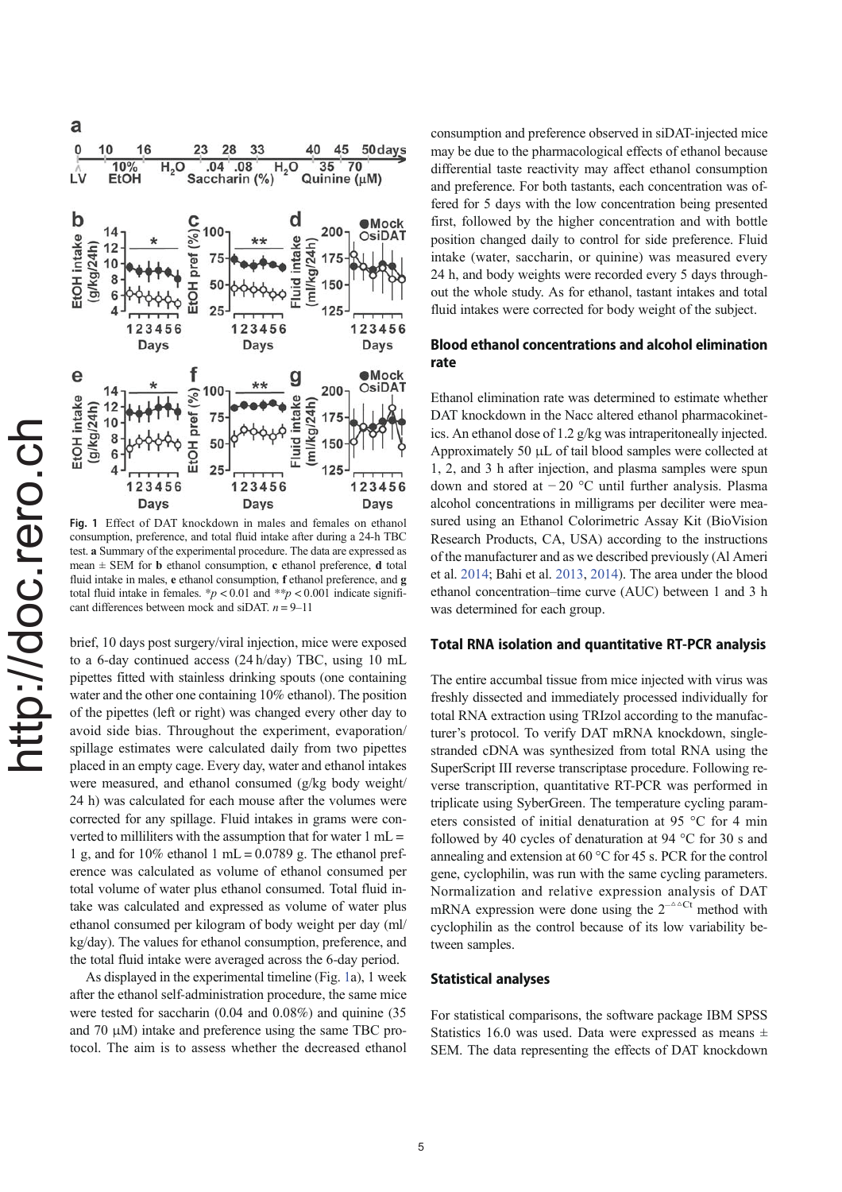**Fig. 1** Effect of DAT knockdown in males and females on ethanol consumption, preference, and total fluid intake after during a 24-h TBC test. **a** Summary of the experimental procedure. The data are expressed as mean ± SEM for **b** ethanol consumption, **c** ethanol preference, **d** total fluid intake in males, **e** ethanol consumption, **f** ethanol preference, and **g** total fluid intake in females. $*p < 0.01$ and $**p < 0.001$ indicate significant differences between mock and siDAT. $n = 9–11$

brief, 10 days post surgery/viral injection, mice were exposed to a 6-day continued access (24 h/day) TBC, using 10 mL pipettes fitted with stainless drinking spouts (one containing water and the other one containing 10% ethanol). The position of the pipettes (left or right) was changed every other day to avoid side bias. Throughout the experiment, evaporation/spillage estimates were calculated daily from two pipettes placed in an empty cage. Every day, water and ethanol intakes were measured, and ethanol consumed (g/kg body weight/24 h) was calculated for each mouse after the volumes were corrected for any spillage. Fluid intakes in grams were converted to milliliters with the assumption that for water 1 mL = 1 g, and for 10% ethanol 1 mL = 0.0789 g. The ethanol preference was calculated as volume of ethanol consumed per total volume of water plus ethanol consumed. Total fluid intake was calculated and expressed as volume of water plus ethanol consumed per kilogram of body weight per day (ml/kg/day). The values for ethanol consumption, preference, and the total fluid intake were averaged across the 6-day period.

As displayed in the experimental timeline (Fig. 1a), 1 week after the ethanol self-administration procedure, the same mice were tested for saccharin (0.04 and 0.08%) and quinine (35 and 70 μM) intake and preference using the same TBC protocol. The aim is to assess whether the decreased ethanol consumption and preference observed in siDAT-injected mice may be due to the pharmacological effects of ethanol because differential taste reactivity may affect ethanol consumption and preference. For both tastants, each concentration was offered for 5 days with the low concentration being presented first, followed by the higher concentration and with bottle position changed daily to control for side preference. Fluid intake (water, saccharin, or quinine) was measured every 24 h, and body weights were recorded every 5 days throughout the whole study. As for ethanol, tastant intakes and total fluid intakes were corrected for body weight of the subject.

## Blood ethanol concentrations and alcohol elimination rate

Ethanol elimination rate was determined to estimate whether DAT knockdown in the Nacc altered ethanol pharmacokinetics. An ethanol dose of 1.2 g/kg was intraperitoneally injected. Approximately 50 μL of tail blood samples were collected at 1, 2, and 3 h after injection, and plasma samples were spun down and stored at −20 °C until further analysis. Plasma alcohol concentrations in milligrams per deciliter were measured using an Ethanol Colorimetric Assay Kit (BioVision Research Products, CA, USA) according to the instructions of the manufacturer and as we described previously (Al Ameri et al. 2014; Bahi et al. 2013, 2014). The area under the blood ethanol concentration–time curve (AUC) between 1 and 3 h was determined for each group.

## Total RNA isolation and quantitative RT-PCR analysis

The entire accumbal tissue from mice injected with virus was freshly dissected and immediately processed individually for total RNA extraction using TRIzol according to the manufacturer's protocol. To verify DAT mRNA knockdown, single-stranded cDNA was synthesized from total RNA using the SuperScript III reverse transcriptase procedure. Following reverse transcription, quantitative RT-PCR was performed in triplicate using SyberGreen. The temperature cycling parameters consisted of initial denaturation at 95 °C for 4 min followed by 40 cycles of denaturation at 94 °C for 30 s and annealing and extension at 60 °C for 45 s. PCR for the control gene, cyclophilin, was run with the same cycling parameters. Normalization and relative expression analysis of DAT mRNA expression were done using the $2^{-\Delta\Delta Ct}$ method with cyclophilin as the control because of its low variability between samples.

## Statistical analyses

For statistical comparisons, the software package IBM SPSS Statistics 16.0 was used. Data were expressed as means ± SEM. The data representing the effects of DAT knockdown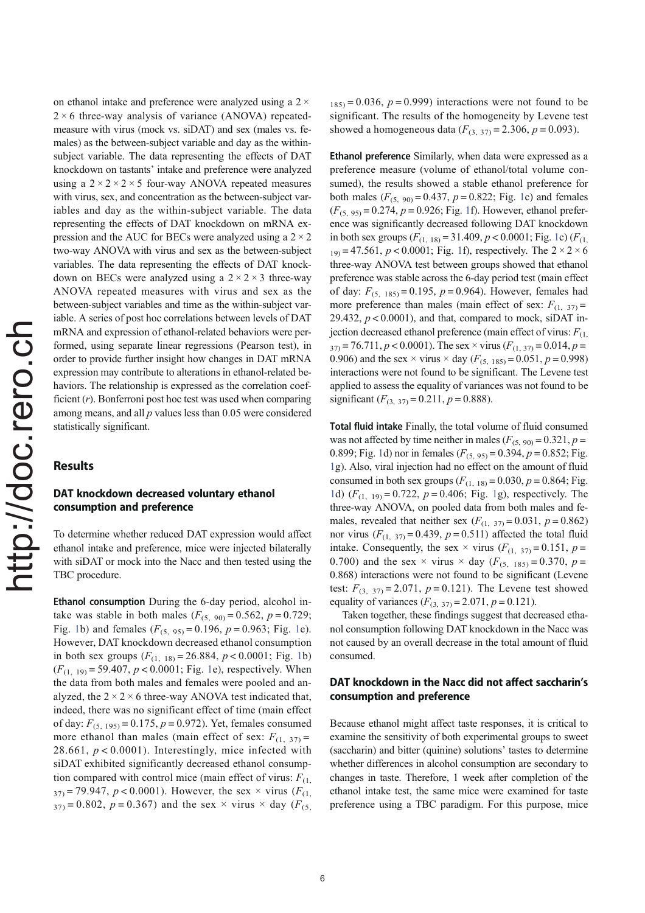on ethanol intake and preference were analyzed using a 2 × 2 × 6 three-way analysis of variance (ANOVA) repeated-measure with virus (mock vs. siDAT) and sex (males vs. females) as the between-subject variable and day as the within-subject variable. The data representing the effects of DAT knockdown on tastants' intake and preference were analyzed using a 2 × 2 × 2 × 5 four-way ANOVA repeated measures with virus, sex, and concentration as the between-subject variables and day as the within-subject variable. The data representing the effects of DAT knockdown on mRNA expression and the AUC for BECs were analyzed using a 2 × 2 two-way ANOVA with virus and sex as the between-subject variables. The data representing the effects of DAT knockdown on BECs were analyzed using a 2 × 2 × 3 three-way ANOVA repeated measures with virus and sex as the between-subject variables and time as the within-subject variable. A series of post hoc correlations between levels of DAT mRNA and expression of ethanol-related behaviors were performed, using separate linear regressions (Pearson test), in order to provide further insight how changes in DAT mRNA expression may contribute to alterations in ethanol-related behaviors. The relationship is expressed as the correlation coefficient ($r$). Bonferroni post hoc test was used when comparing among means, and all $p$ values less than 0.05 were considered statistically significant.

## Results

### DAT knockdown decreased voluntary ethanol consumption and preference

To determine whether reduced DAT expression would affect ethanol intake and preference, mice were injected bilaterally with siDAT or mock into the Nacc and then tested using the TBC procedure.

**Ethanol consumption** During the 6-day period, alcohol intake was stable in both males ($F_{(5,\ 90)} = 0.562$, $p = 0.729$; Fig. 1b) and females ($F_{(5,\ 95)} = 0.196$, $p = 0.963$; Fig. 1e). However, DAT knockdown decreased ethanol consumption in both sex groups ($F_{(1,\ 18)} = 26.884$, $p < 0.0001$; Fig. 1b) ($F_{(1,\ 19)} = 59.407$, $p < 0.0001$; Fig. 1e), respectively. When the data from both males and females were pooled and analyzed, the 2 × 2 × 6 three-way ANOVA test indicated that, indeed, there was no significant effect of time (main effect of day: $F_{(5,\ 195)} = 0.175$, $p = 0.972$). Yet, females consumed more ethanol than males (main effect of sex: $F_{(1,\ 37)} = 28.661$, $p < 0.0001$). Interestingly, mice infected with siDAT exhibited significantly decreased ethanol consumption compared with control mice (main effect of virus: $F_{(1,\ 37)} = 79.947$, $p < 0.0001$). However, the sex × virus ($F_{(1,\ 37)} = 0.802$, $p = 0.367$) and the sex × virus × day ($F_{(5,\ 185)} = 0.036$, $p = 0.999$) interactions were not found to be significant. The results of the homogeneity by Levene test showed a homogeneous data ($F_{(3,\ 37)} = 2.306$, $p = 0.093$).

**Ethanol preference** Similarly, when data were expressed as a preference measure (volume of ethanol/total volume consumed), the results showed a stable ethanol preference for both males ($F_{(5,\ 90)} = 0.437$, $p = 0.822$; Fig. 1c) and females ($F_{(5,\ 95)} = 0.274$, $p = 0.926$; Fig. 1f). However, ethanol preference was significantly decreased following DAT knockdown in both sex groups ($F_{(1,\ 18)} = 31.409$, $p < 0.0001$; Fig. 1c) ($F_{(1,\ 19)} = 47.561$, $p < 0.0001$; Fig. 1f), respectively. The 2 × 2 × 6 three-way ANOVA test between groups showed that ethanol preference was stable across the 6-day period test (main effect of day: $F_{(5,\ 185)} = 0.195$, $p = 0.964$). However, females had more preference than males (main effect of sex: $F_{(1,\ 37)} = 29.432$, $p < 0.0001$), and that, compared to mock, siDAT injection decreased ethanol preference (main effect of virus: $F_{(1,\ 37)} = 76.711$, $p < 0.0001$). The sex × virus ($F_{(1,\ 37)} = 0.014$, $p = 0.906$) and the sex × virus × day ($F_{(5,\ 185)} = 0.051$, $p = 0.998$) interactions were not found to be significant. The Levene test applied to assess the equality of variances was not found to be significant ($F_{(3,\ 37)} = 0.211$, $p = 0.888$).

**Total fluid intake** Finally, the total volume of fluid consumed was not affected by time neither in males ($F_{(5,\ 90)} = 0.321$, $p = 0.899$; Fig. 1d) nor in females ($F_{(5,\ 95)} = 0.394$, $p = 0.852$; Fig. 1g). Also, viral injection had no effect on the amount of fluid consumed in both sex groups ($F_{(1,\ 18)} = 0.030$, $p = 0.864$; Fig. 1d) ($F_{(1,\ 19)} = 0.722$, $p = 0.406$; Fig. 1g), respectively. The three-way ANOVA, on pooled data from both males and females, revealed that neither sex ($F_{(1,\ 37)} = 0.031$, $p = 0.862$) nor virus ($F_{(1,\ 37)} = 0.439$, $p = 0.511$) affected the total fluid intake. Consequently, the sex × virus ($F_{(1,\ 37)} = 0.151$, $p = 0.700$) and the sex × virus × day ($F_{(5,\ 185)} = 0.370$, $p = 0.868$) interactions were not found to be significant (Levene test: $F_{(3,\ 37)} = 2.071$, $p = 0.121$). The Levene test showed equality of variances ($F_{(3,\ 37)} = 2.071$, $p = 0.121$).

Taken together, these findings suggest that decreased ethanol consumption following DAT knockdown in the Nacc was not caused by an overall decrease in the total amount of fluid consumed.

### DAT knockdown in the Nacc did not affect saccharin's consumption and preference

Because ethanol might affect taste responses, it is critical to examine the sensitivity of both experimental groups to sweet (saccharin) and bitter (quinine) solutions' tastes to determine whether differences in alcohol consumption are secondary to changes in taste. Therefore, 1 week after completion of the ethanol intake test, the same mice were examined for taste preference using a TBC paradigm. For this purpose, mice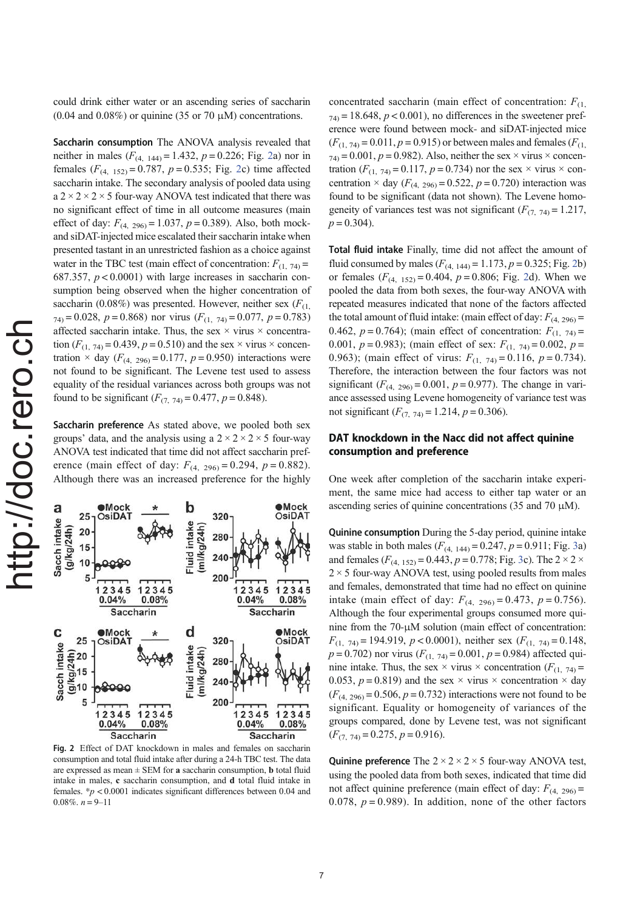could drink either water or an ascending series of saccharin (0.04 and 0.08%) or quinine (35 or 70 μM) concentrations.

**Saccharin consumption** The ANOVA analysis revealed that neither in males ($F_{(4, 144)} = 1.432$, $p = 0.226$; Fig. 2a) nor in females ($F_{(4, 152)} = 0.787$, $p = 0.535$; Fig. 2c) time affected saccharin intake. The secondary analysis of pooled data using a 2 × 2 × 2 × 5 four-way ANOVA test indicated that there was no significant effect of time in all outcome measures (main effect of day: $F_{(4, 296)} = 1.037$, $p = 0.389$). Also, both mock- and siDAT-injected mice escalated their saccharin intake when presented tastant in an unrestricted fashion as a choice against water in the TBC test (main effect of concentration: $F_{(1, 74)} = 687.357$, $p < 0.0001$) with large increases in saccharin consumption being observed when the higher concentration of saccharin (0.08%) was presented. However, neither sex ($F_{(1, 74)} = 0.028$, $p = 0.868$) nor virus ($F_{(1, 74)} = 0.077$, $p = 0.783$) affected saccharin intake. Thus, the sex × virus × concentration ($F_{(1, 74)} = 0.439$, $p = 0.510$) and the sex × virus × concentration × day ($F_{(4, 296)} = 0.177$, $p = 0.950$) interactions were not found to be significant. The Levene test used to assess equality of the residual variances across both groups was not found to be significant ($F_{(7, 74)} = 0.477$, $p = 0.848$).

**Saccharin preference** As stated above, we pooled both sex groups' data, and the analysis using a 2 × 2 × 2 × 5 four-way ANOVA test indicated that time did not affect saccharin preference (main effect of day: $F_{(4, 296)} = 0.294$, $p = 0.882$). Although there was an increased preference for the highly concentrated saccharin (main effect of concentration: $F_{(1, 74)} = 18.648$, $p < 0.001$), no differences in the sweetener preference were found between mock- and siDAT-injected mice ($F_{(1, 74)} = 0.011$, $p = 0.915$) or between males and females ($F_{(1, 74)} = 0.001$, $p = 0.982$). Also, neither the sex × virus × concentration ($F_{(1, 74)} = 0.117$, $p = 0.734$) nor the sex × virus × concentration × day ($F_{(4, 296)} = 0.522$, $p = 0.720$) interaction was found to be significant (data not shown). The Levene homogeneity of variances test was not significant ($F_{(7, 74)} = 1.217$, $p = 0.304$).

**Fig. 2** Effect of DAT knockdown in males and females on saccharin consumption and total fluid intake after during a 24-h TBC test. The data are expressed as mean ± SEM for **a** saccharin consumption, **b** total fluid intake in males, **c** saccharin consumption, and **d** total fluid intake in females. *$p < 0.0001$ indicates significant differences between 0.04 and 0.08%. $n = 9$–11

**Total fluid intake** Finally, time did not affect the amount of fluid consumed by males ($F_{(4, 144)} = 1.173$, $p = 0.325$; Fig. 2b) or females ($F_{(4, 152)} = 0.404$, $p = 0.806$; Fig. 2d). When we pooled the data from both sexes, the four-way ANOVA with repeated measures indicated that none of the factors affected the total amount of fluid intake: (main effect of day: $F_{(4, 296)} = 0.462$, $p = 0.764$); (main effect of concentration: $F_{(1, 74)} = 0.001$, $p = 0.983$); (main effect of sex: $F_{(1, 74)} = 0.002$, $p = 0.963$); (main effect of virus: $F_{(1, 74)} = 0.116$, $p = 0.734$). Therefore, the interaction between the four factors was not significant ($F_{(4, 296)} = 0.001$, $p = 0.977$). The change in variance assessed using Levene homogeneity of variance test was not significant ($F_{(7, 74)} = 1.214$, $p = 0.306$).

## DAT knockdown in the Nacc did not affect quinine consumption and preference

One week after completion of the saccharin intake experiment, the same mice had access to either tap water or an ascending series of quinine concentrations (35 and 70 μM).

**Quinine consumption** During the 5-day period, quinine intake was stable in both males ($F_{(4, 144)} = 0.247$, $p = 0.911$; Fig. 3a) and females ($F_{(4, 152)} = 0.443$, $p = 0.778$; Fig. 3c). The 2 × 2 × 2 × 5 four-way ANOVA test, using pooled results from males and females, demonstrated that time had no effect on quinine intake (main effect of day: $F_{(4, 296)} = 0.473$, $p = 0.756$). Although the four experimental groups consumed more quinine from the 70-μM solution (main effect of concentration: $F_{(1, 74)} = 194.919$, $p < 0.0001$), neither sex ($F_{(1, 74)} = 0.148$, $p = 0.702$) nor virus ($F_{(1, 74)} = 0.001$, $p = 0.984$) affected quinine intake. Thus, the sex × virus × concentration ($F_{(1, 74)} = 0.053$, $p = 0.819$) and the sex × virus × concentration × day ($F_{(4, 296)} = 0.506$, $p = 0.732$) interactions were not found to be significant. Equality or homogeneity of variances of the groups compared, done by Levene test, was not significant ($F_{(7, 74)} = 0.275$, $p = 0.916$).

**Quinine preference** The 2 × 2 × 2 × 5 four-way ANOVA test, using the pooled data from both sexes, indicated that time did not affect quinine preference (main effect of day: $F_{(4, 296)} = 0.078$, $p = 0.989$). In addition, none of the other factors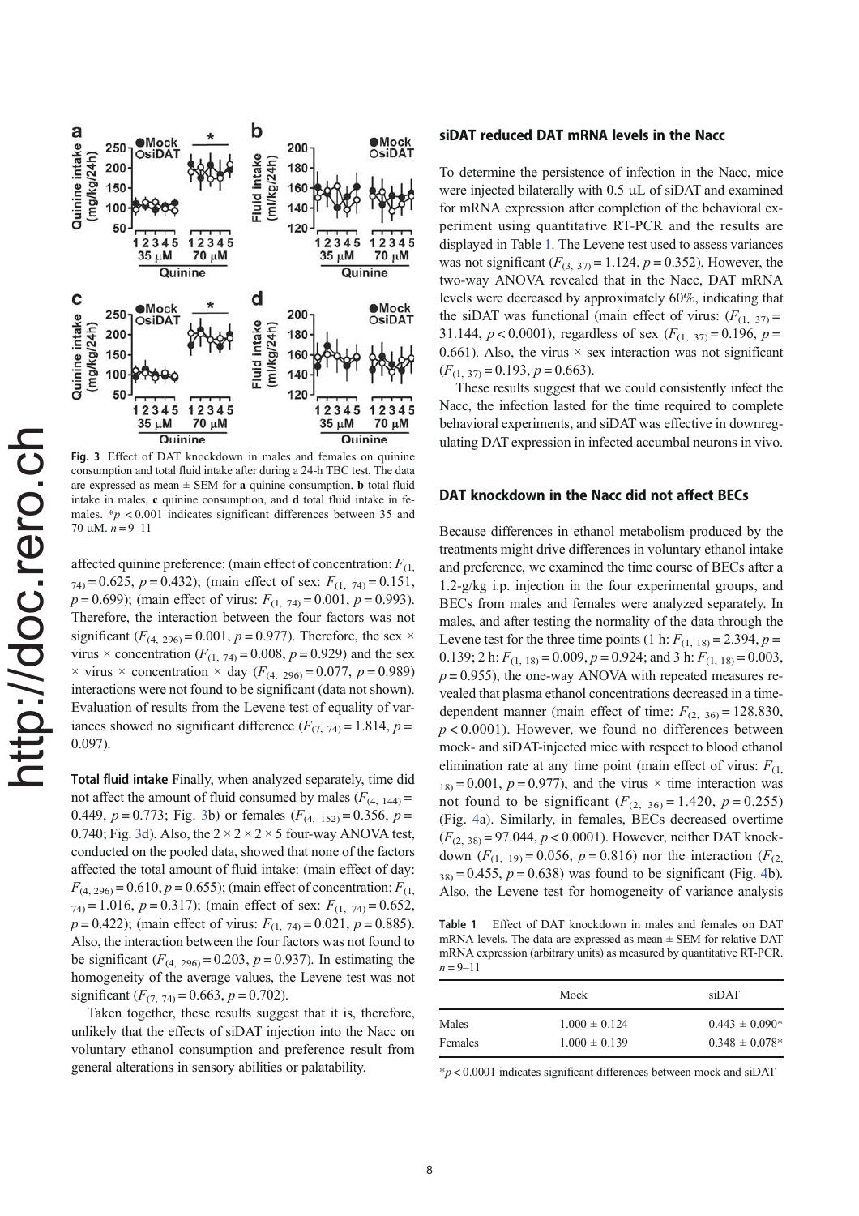**Fig. 3** Effect of DAT knockdown in males and females on quinine consumption and total fluid intake after during a 24-h TBC test. The data are expressed as mean ± SEM for **a** quinine consumption, **b** total fluid intake in males, **c** quinine consumption, and **d** total fluid intake in females. $*p < 0.001$ indicates significant differences between 35 and 70 μM. $n = 9$–11

affected quinine preference: (main effect of concentration: $F_{(1, 74)} = 0.625$, $p = 0.432$); (main effect of sex: $F_{(1, 74)} = 0.151$, $p = 0.699$); (main effect of virus: $F_{(1, 74)} = 0.001$, $p = 0.993$). Therefore, the interaction between the four factors was not significant ($F_{(4, 296)} = 0.001$, $p = 0.977$). Therefore, the sex × virus × concentration ($F_{(1, 74)} = 0.008$, $p = 0.929$) and the sex × virus × concentration × day ($F_{(4, 296)} = 0.077$, $p = 0.989$) interactions were not found to be significant (data not shown). Evaluation of results from the Levene test of equality of variances showed no significant difference ($F_{(7, 74)} = 1.814$, $p = 0.097$).

**Total fluid intake** Finally, when analyzed separately, time did not affect the amount of fluid consumed by males ($F_{(4, 144)} = 0.449$, $p = 0.773$; Fig. 3b) or females ($F_{(4, 152)} = 0.356$, $p = 0.740$; Fig. 3d). Also, the 2 × 2 × 2 × 5 four-way ANOVA test, conducted on the pooled data, showed that none of the factors affected the total amount of fluid intake: (main effect of day: $F_{(4, 296)} = 0.610$, $p = 0.655$); (main effect of concentration: $F_{(1, 74)} = 1.016$, $p = 0.317$); (main effect of sex: $F_{(1, 74)} = 0.652$, $p = 0.422$); (main effect of virus: $F_{(1, 74)} = 0.021$, $p = 0.885$). Also, the interaction between the four factors was not found to be significant ($F_{(4, 296)} = 0.203$, $p = 0.937$). In estimating the homogeneity of the average values, the Levene test was not significant ($F_{(7, 74)} = 0.663$, $p = 0.702$).

Taken together, these results suggest that it is, therefore, unlikely that the effects of siDAT injection into the Nacc on voluntary ethanol consumption and preference result from general alterations in sensory abilities or palatability.

### siDAT reduced DAT mRNA levels in the Nacc

To determine the persistence of infection in the Nacc, mice were injected bilaterally with 0.5 μL of siDAT and examined for mRNA expression after completion of the behavioral experiment using quantitative RT-PCR and the results are displayed in Table 1. The Levene test used to assess variances was not significant ($F_{(3, 37)} = 1.124$, $p = 0.352$). However, the two-way ANOVA revealed that in the Nacc, DAT mRNA levels were decreased by approximately 60%, indicating that the siDAT was functional (main effect of virus: ($F_{(1, 37)} = 31.144$, $p < 0.0001$), regardless of sex ($F_{(1, 37)} = 0.196$, $p = 0.661$). Also, the virus × sex interaction was not significant ($F_{(1, 37)} = 0.193$, $p = 0.663$).

These results suggest that we could consistently infect the Nacc, the infection lasted for the time required to complete behavioral experiments, and siDAT was effective in downregulating DAT expression in infected accumbal neurons in vivo.

### DAT knockdown in the Nacc did not affect BECs

Because differences in ethanol metabolism produced by the treatments might drive differences in voluntary ethanol intake and preference, we examined the time course of BECs after a 1.2-g/kg i.p. injection in the four experimental groups, and BECs from males and females were analyzed separately. In males, and after testing the normality of the data through the Levene test for the three time points (1 h: $F_{(1, 18)} = 2.394$, $p = 0.139$; 2 h: $F_{(1, 18)} = 0.009$, $p = 0.924$; and 3 h: $F_{(1, 18)} = 0.003$, $p = 0.955$), the one-way ANOVA with repeated measures revealed that plasma ethanol concentrations decreased in a time-dependent manner (main effect of time: $F_{(2, 36)} = 128.830$, $p < 0.0001$). However, we found no differences between mock- and siDAT-injected mice with respect to blood ethanol elimination rate at any time point (main effect of virus: $F_{(1, 18)} = 0.001$, $p = 0.977$), and the virus × time interaction was not found to be significant ($F_{(2, 36)} = 1.420$, $p = 0.255$) (Fig. 4a). Similarly, in females, BECs decreased overtime ($F_{(2, 38)} = 97.044$, $p < 0.0001$). However, neither DAT knockdown ($F_{(1, 19)} = 0.056$, $p = 0.816$) nor the interaction ($F_{(2, 38)} = 0.455$, $p = 0.638$) was found to be significant (Fig. 4b). Also, the Levene test for homogeneity of variance analysis

**Table 1** Effect of DAT knockdown in males and females on DAT mRNA levels**.** The data are expressed as mean ± SEM for relative DAT mRNA expression (arbitrary units) as measured by quantitative RT-PCR. $n = 9$–11

| | Mock | siDAT |
|---|---|---|
| Males | 1.000 ± 0.124 | 0.443 ± 0.090* |
| Females | 1.000 ± 0.139 | 0.348 ± 0.078* |

$*p < 0.0001$ indicates significant differences between mock and siDAT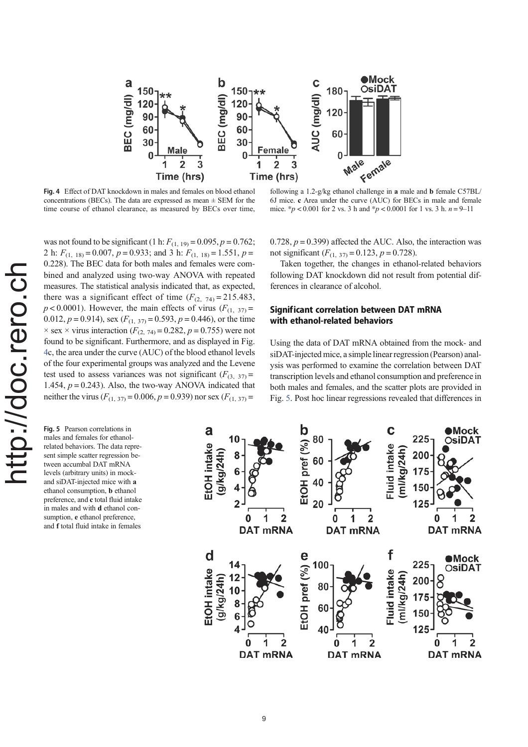Fig. 4 Effect of DAT knockdown in males and females on blood ethanol concentrations (BECs). The data are expressed as mean ± SEM for the time course of ethanol clearance, as measured by BECs over time, following a 1.2-g/kg ethanol challenge in **a** male and **b** female C57BL/6J mice. **c** Area under the curve (AUC) for BECs in male and female mice. \*$p < 0.001$ for 2 vs. 3 h and \*$p < 0.0001$ for 1 vs. 3 h. $n = 9$–11

was not found to be significant (1 h: $F_{(1,\ 19)} = 0.095$, $p = 0.762$; 2 h: $F_{(1,\ 18)} = 0.007$, $p = 0.933$; and 3 h: $F_{(1,\ 18)} = 1.551$, $p = 0.228$). The BEC data for both males and females were combined and analyzed using two-way ANOVA with repeated measures. The statistical analysis indicated that, as expected, there was a significant effect of time ($F_{(2,\ 74)} = 215.483$, $p < 0.0001$). However, the main effects of virus ($F_{(1,\ 37)} = 0.012$, $p = 0.914$), sex ($F_{(1,\ 37)} = 0.593$, $p = 0.446$), or the time × sex × virus interaction ($F_{(2,\ 74)} = 0.282$, $p = 0.755$) were not found to be significant. Furthermore, and as displayed in Fig. 4c, the area under the curve (AUC) of the blood ethanol levels of the four experimental groups was analyzed and the Levene test used to assess variances was not significant ($F_{(3,\ 37)} = 1.454$, $p = 0.243$). Also, the two-way ANOVA indicated that neither the virus ($F_{(1,\ 37)} = 0.006$, $p = 0.939$) nor sex ($F_{(1,\ 37)} = 0.728$, $p = 0.399$) affected the AUC. Also, the interaction was not significant ($F_{(1,\ 37)} = 0.123$, $p = 0.728$).

Taken together, the changes in ethanol-related behaviors following DAT knockdown did not result from potential differences in clearance of alcohol.

### Significant correlation between DAT mRNA with ethanol-related behaviors

Using the data of DAT mRNA obtained from the mock- and siDAT-injected mice, a simple linear regression (Pearson) analysis was performed to examine the correlation between DAT transcription levels and ethanol consumption and preference in both males and females, and the scatter plots are provided in Fig. 5. Post hoc linear regressions revealed that differences in

Fig. 5 Pearson correlations in males and females for ethanol-related behaviors. The data represent simple scatter regression between accumbal DAT mRNA levels (arbitrary units) in mock- and siDAT-injected mice with **a** ethanol consumption, **b** ethanol preference, and **c** total fluid intake in males and with **d** ethanol consumption, **e** ethanol preference, and **f** total fluid intake in females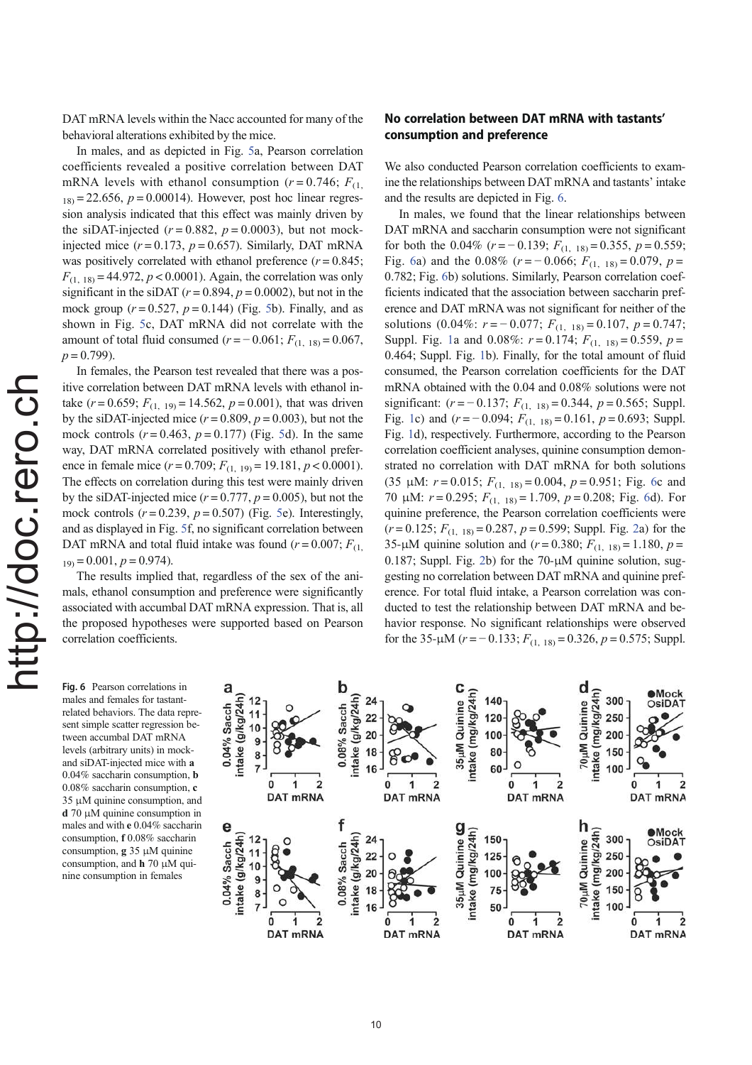DAT mRNA levels within the Nacc accounted for many of the behavioral alterations exhibited by the mice.

In males, and as depicted in Fig. 5a, Pearson correlation coefficients revealed a positive correlation between DAT mRNA levels with ethanol consumption ($r = 0.746$; $F_{(1, 18)} = 22.656$, $p = 0.00014$). However, post hoc linear regression analysis indicated that this effect was mainly driven by the siDAT-injected ($r = 0.882$, $p = 0.0003$), but not mock-injected mice ($r = 0.173$, $p = 0.657$). Similarly, DAT mRNA was positively correlated with ethanol preference ($r = 0.845$; $F_{(1, 18)} = 44.972$, $p < 0.0001$). Again, the correlation was only significant in the siDAT ($r = 0.894$, $p = 0.0002$), but not in the mock group ($r = 0.527$, $p = 0.144$) (Fig. 5b). Finally, and as shown in Fig. 5c, DAT mRNA did not correlate with the amount of total fluid consumed ($r = -0.061$; $F_{(1, 18)} = 0.067$, $p = 0.799$).

In females, the Pearson test revealed that there was a positive correlation between DAT mRNA levels with ethanol intake ($r = 0.659$; $F_{(1, 19)} = 14.562$, $p = 0.001$), that was driven by the siDAT-injected mice ($r = 0.809$, $p = 0.003$), but not the mock controls ($r = 0.463$, $p = 0.177$) (Fig. 5d). In the same way, DAT mRNA correlated positively with ethanol preference in female mice ($r = 0.709$; $F_{(1, 19)} = 19.181$, $p < 0.0001$). The effects on correlation during this test were mainly driven by the siDAT-injected mice ($r = 0.777$, $p = 0.005$), but not the mock controls ($r = 0.239$, $p = 0.507$) (Fig. 5e). Interestingly, and as displayed in Fig. 5f, no significant correlation between DAT mRNA and total fluid intake was found ($r = 0.007$; $F_{(1, 19)} = 0.001$, $p = 0.974$).

The results implied that, regardless of the sex of the animals, ethanol consumption and preference were significantly associated with accumbal DAT mRNA expression. That is, all the proposed hypotheses were supported based on Pearson correlation coefficients.

## No correlation between DAT mRNA with tastants' consumption and preference

We also conducted Pearson correlation coefficients to examine the relationships between DAT mRNA and tastants' intake and the results are depicted in Fig. 6.

In males, we found that the linear relationships between DAT mRNA and saccharin consumption were not significant for both the 0.04% ($r = -0.139$; $F_{(1, 18)} = 0.355$, $p = 0.559$; Fig. 6a) and the 0.08% ($r = -0.066$; $F_{(1, 18)} = 0.079$, $p = 0.782$; Fig. 6b) solutions. Similarly, Pearson correlation coefficients indicated that the association between saccharin preference and DAT mRNA was not significant for neither of the solutions (0.04%: $r = -0.077$; $F_{(1, 18)} = 0.107$, $p = 0.747$; Suppl. Fig. 1a and 0.08%: $r = 0.174$; $F_{(1, 18)} = 0.559$, $p = 0.464$; Suppl. Fig. 1b). Finally, for the total amount of fluid consumed, the Pearson correlation coefficients for the DAT mRNA obtained with the 0.04 and 0.08% solutions were not significant: ($r = -0.137$; $F_{(1, 18)} = 0.344$, $p = 0.565$; Suppl. Fig. 1c) and ($r = -0.094$; $F_{(1, 18)} = 0.161$, $p = 0.693$; Suppl. Fig. 1d), respectively. Furthermore, according to the Pearson correlation coefficient analyses, quinine consumption demonstrated no correlation with DAT mRNA for both solutions (35 μM: $r = 0.015$; $F_{(1, 18)} = 0.004$, $p = 0.951$; Fig. 6c and 70 μM: $r = 0.295$; $F_{(1, 18)} = 1.709$, $p = 0.208$; Fig. 6d). For quinine preference, the Pearson correlation coefficients were ($r = 0.125$; $F_{(1, 18)} = 0.287$, $p = 0.599$; Suppl. Fig. 2a) for the 35-μM quinine solution and ($r = 0.380$; $F_{(1, 18)} = 1.180$, $p = 0.187$; Suppl. Fig. 2b) for the 70-μM quinine solution, suggesting no correlation between DAT mRNA and quinine preference. For total fluid intake, a Pearson correlation was conducted to test the relationship between DAT mRNA and behavior response. No significant relationships were observed for the 35-μM ($r = -0.133$; $F_{(1, 18)} = 0.326$, $p = 0.575$; Suppl.

**Fig. 6** Pearson correlations in males and females for tastant-related behaviors. The data represent simple scatter regression between accumbal DAT mRNA levels (arbitrary units) in mock- and siDAT-injected mice with **a** 0.04% saccharin consumption, **b** 0.08% saccharin consumption, **c** 35 μM quinine consumption, and **d** 70 μM quinine consumption in males and with **e** 0.04% saccharin consumption, **f** 0.08% saccharin consumption, **g** 35 μM quinine consumption, and **h** 70 μM quinine consumption in females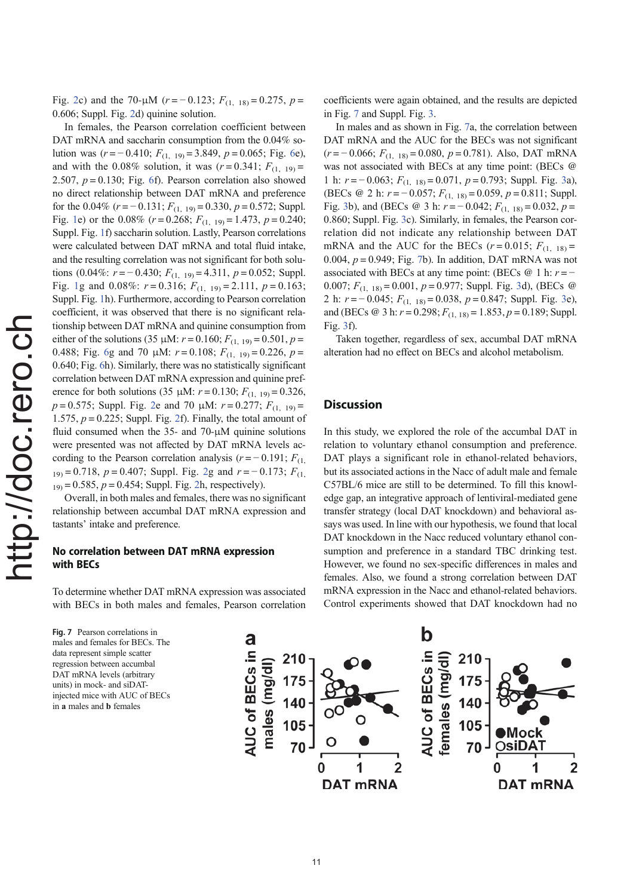Fig. 2c) and the 70-μM ($r = -0.123$; $F_{(1, 18)} = 0.275$, $p = 0.606$; Suppl. Fig. 2d) quinine solution.

In females, the Pearson correlation coefficient between DAT mRNA and saccharin consumption from the 0.04% solution was ($r = -0.410$; $F_{(1, 19)} = 3.849$, $p = 0.065$; Fig. 6e), and with the 0.08% solution, it was ($r = 0.341$; $F_{(1, 19)} = 2.507$, $p = 0.130$; Fig. 6f). Pearson correlation also showed no direct relationship between DAT mRNA and preference for the 0.04% ($r = -0.131$; $F_{(1, 19)} = 0.330$, $p = 0.572$; Suppl. Fig. 1e) or the 0.08% ($r = 0.268$; $F_{(1, 19)} = 1.473$, $p = 0.240$; Suppl. Fig. 1f) saccharin solution. Lastly, Pearson correlations were calculated between DAT mRNA and total fluid intake, and the resulting correlation was not significant for both solutions (0.04%: $r = -0.430$; $F_{(1, 19)} = 4.311$, $p = 0.052$; Suppl. Fig. 1g and 0.08%: $r = 0.316$; $F_{(1, 19)} = 2.111$, $p = 0.163$; Suppl. Fig. 1h). Furthermore, according to Pearson correlation coefficient, it was observed that there is no significant relationship between DAT mRNA and quinine consumption from either of the solutions (35 μM: $r = 0.160$; $F_{(1, 19)} = 0.501$, $p = 0.488$; Fig. 6g and 70 μM: $r = 0.108$; $F_{(1, 19)} = 0.226$, $p = 0.640$; Fig. 6h). Similarly, there was no statistically significant correlation between DAT mRNA expression and quinine preference for both solutions (35 μM: $r = 0.130$; $F_{(1, 19)} = 0.326$, $p = 0.575$; Suppl. Fig. 2e and 70 μM: $r = 0.277$; $F_{(1, 19)} = 1.575$, $p = 0.225$; Suppl. Fig. 2f). Finally, the total amount of fluid consumed when the 35- and 70-μM quinine solutions were presented was not affected by DAT mRNA levels according to the Pearson correlation analysis ($r = -0.191$; $F_{(1, 19)} = 0.718$, $p = 0.407$; Suppl. Fig. 2g and $r = -0.173$; $F_{(1, 19)} = 0.585$, $p = 0.454$; Suppl. Fig. 2h, respectively).

Overall, in both males and females, there was no significant relationship between accumbal DAT mRNA expression and tastants' intake and preference.

### No correlation between DAT mRNA expression with BECs

To determine whether DAT mRNA expression was associated with BECs in both males and females, Pearson correlation coefficients were again obtained, and the results are depicted in Fig. 7 and Suppl. Fig. 3.

In males and as shown in Fig. 7a, the correlation between DAT mRNA and the AUC for the BECs was not significant ($r = -0.066$; $F_{(1, 18)} = 0.080$, $p = 0.781$). Also, DAT mRNA was not associated with BECs at any time point: (BECs @ 1 h: $r = -0.063$; $F_{(1, 18)} = 0.071$, $p = 0.793$; Suppl. Fig. 3a), (BECs @ 2 h: $r = -0.057$; $F_{(1, 18)} = 0.059$, $p = 0.811$; Suppl. Fig. 3b), and (BECs @ 3 h: $r = -0.042$; $F_{(1, 18)} = 0.032$, $p = 0.860$; Suppl. Fig. 3c). Similarly, in females, the Pearson correlation did not indicate any relationship between DAT mRNA and the AUC for the BECs ($r = 0.015$; $F_{(1, 18)} = 0.004$, $p = 0.949$; Fig. 7b). In addition, DAT mRNA was not associated with BECs at any time point: (BECs @ 1 h: $r = -0.007$; $F_{(1, 18)} = 0.001$, $p = 0.977$; Suppl. Fig. 3d), (BECs @ 2 h: $r = -0.045$; $F_{(1, 18)} = 0.038$, $p = 0.847$; Suppl. Fig. 3e), and (BECs @ 3 h: $r = 0.298$; $F_{(1, 18)} = 1.853$, $p = 0.189$; Suppl. Fig. 3f).

Taken together, regardless of sex, accumbal DAT mRNA alteration had no effect on BECs and alcohol metabolism.

## Discussion

In this study, we explored the role of the accumbal DAT in relation to voluntary ethanol consumption and preference. DAT plays a significant role in ethanol-related behaviors, but its associated actions in the Nacc of adult male and female C57BL/6 mice are still to be determined. To fill this knowledge gap, an integrative approach of lentiviral-mediated gene transfer strategy (local DAT knockdown) and behavioral assays was used. In line with our hypothesis, we found that local DAT knockdown in the Nacc reduced voluntary ethanol consumption and preference in a standard TBC drinking test. However, we found no sex-specific differences in males and females. Also, we found a strong correlation between DAT mRNA expression in the Nacc and ethanol-related behaviors. Control experiments showed that DAT knockdown had no

**Fig. 7** Pearson correlations in males and females for BECs. The data represent simple scatter regression between accumbal DAT mRNA levels (arbitrary units) in mock- and siDAT-injected mice with AUC of BECs in **a** males and **b** females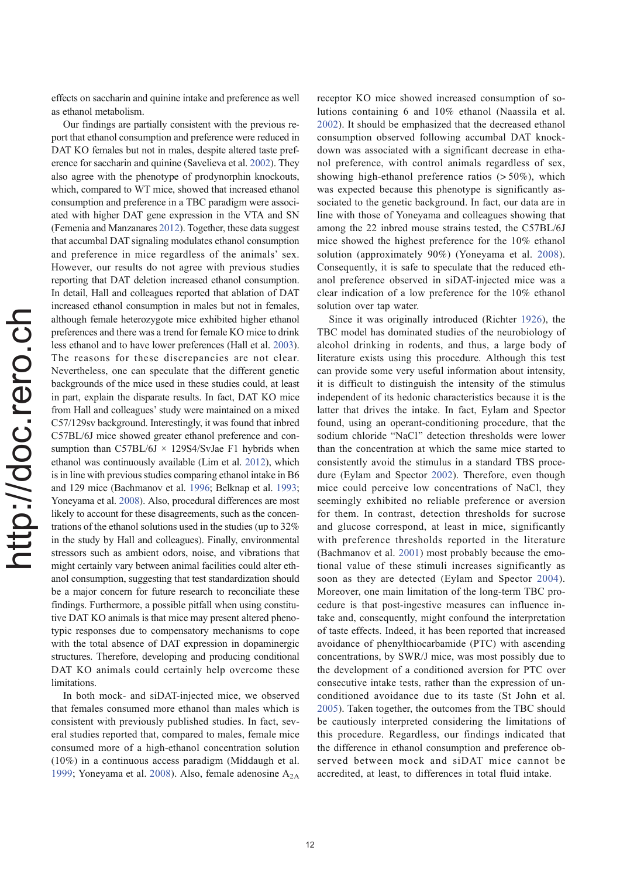effects on saccharin and quinine intake and preference as well as ethanol metabolism.

Our findings are partially consistent with the previous report that ethanol consumption and preference were reduced in DAT KO females but not in males, despite altered taste preference for saccharin and quinine (Savelieva et al. 2002). They also agree with the phenotype of prodynorphin knockouts, which, compared to WT mice, showed that increased ethanol consumption and preference in a TBC paradigm were associated with higher DAT gene expression in the VTA and SN (Femenia and Manzanares 2012). Together, these data suggest that accumbal DAT signaling modulates ethanol consumption and preference in mice regardless of the animals' sex. However, our results do not agree with previous studies reporting that DAT deletion increased ethanol consumption. In detail, Hall and colleagues reported that ablation of DAT increased ethanol consumption in males but not in females, although female heterozygote mice exhibited higher ethanol preferences and there was a trend for female KO mice to drink less ethanol and to have lower preferences (Hall et al. 2003). The reasons for these discrepancies are not clear. Nevertheless, one can speculate that the different genetic backgrounds of the mice used in these studies could, at least in part, explain the disparate results. In fact, DAT KO mice from Hall and colleagues' study were maintained on a mixed C57/129sv background. Interestingly, it was found that inbred C57BL/6J mice showed greater ethanol preference and consumption than C57BL/6J × 129S4/SvJae F1 hybrids when ethanol was continuously available (Lim et al. 2012), which is in line with previous studies comparing ethanol intake in B6 and 129 mice (Bachmanov et al. 1996; Belknap et al. 1993; Yoneyama et al. 2008). Also, procedural differences are most likely to account for these disagreements, such as the concentrations of the ethanol solutions used in the studies (up to 32% in the study by Hall and colleagues). Finally, environmental stressors such as ambient odors, noise, and vibrations that might certainly vary between animal facilities could alter ethanol consumption, suggesting that test standardization should be a major concern for future research to reconciliate these findings. Furthermore, a possible pitfall when using constitutive DAT KO animals is that mice may present altered phenotypic responses due to compensatory mechanisms to cope with the total absence of DAT expression in dopaminergic structures. Therefore, developing and producing conditional DAT KO animals could certainly help overcome these limitations.

In both mock- and siDAT-injected mice, we observed that females consumed more ethanol than males which is consistent with previously published studies. In fact, several studies reported that, compared to males, female mice consumed more of a high-ethanol concentration solution (10%) in a continuous access paradigm (Middaugh et al. 1999; Yoneyama et al. 2008). Also, female adenosine $A_{2A}$ receptor KO mice showed increased consumption of solutions containing 6 and 10% ethanol (Naassila et al. 2002). It should be emphasized that the decreased ethanol consumption observed following accumbal DAT knockdown was associated with a significant decrease in ethanol preference, with control animals regardless of sex, showing high-ethanol preference ratios (> 50%), which was expected because this phenotype is significantly associated to the genetic background. In fact, our data are in line with those of Yoneyama and colleagues showing that among the 22 inbred mouse strains tested, the C57BL/6J mice showed the highest preference for the 10% ethanol solution (approximately 90%) (Yoneyama et al. 2008). Consequently, it is safe to speculate that the reduced ethanol preference observed in siDAT-injected mice was a clear indication of a low preference for the 10% ethanol solution over tap water.

Since it was originally introduced (Richter 1926), the TBC model has dominated studies of the neurobiology of alcohol drinking in rodents, and thus, a large body of literature exists using this procedure. Although this test can provide some very useful information about intensity, it is difficult to distinguish the intensity of the stimulus independent of its hedonic characteristics because it is the latter that drives the intake. In fact, Eylam and Spector found, using an operant-conditioning procedure, that the sodium chloride "NaCl" detection thresholds were lower than the concentration at which the same mice started to consistently avoid the stimulus in a standard TBS procedure (Eylam and Spector 2002). Therefore, even though mice could perceive low concentrations of NaCl, they seemingly exhibited no reliable preference or aversion for them. In contrast, detection thresholds for sucrose and glucose correspond, at least in mice, significantly with preference thresholds reported in the literature (Bachmanov et al. 2001) most probably because the emotional value of these stimuli increases significantly as soon as they are detected (Eylam and Spector 2004). Moreover, one main limitation of the long-term TBC procedure is that post-ingestive measures can influence intake and, consequently, might confound the interpretation of taste effects. Indeed, it has been reported that increased avoidance of phenylthiocarbamide (PTC) with ascending concentrations, by SWR/J mice, was most possibly due to the development of a conditioned aversion for PTC over consecutive intake tests, rather than the expression of unconditioned avoidance due to its taste (St John et al. 2005). Taken together, the outcomes from the TBC should be cautiously interpreted considering the limitations of this procedure. Regardless, our findings indicated that the difference in ethanol consumption and preference observed between mock and siDAT mice cannot be accredited, at least, to differences in total fluid intake.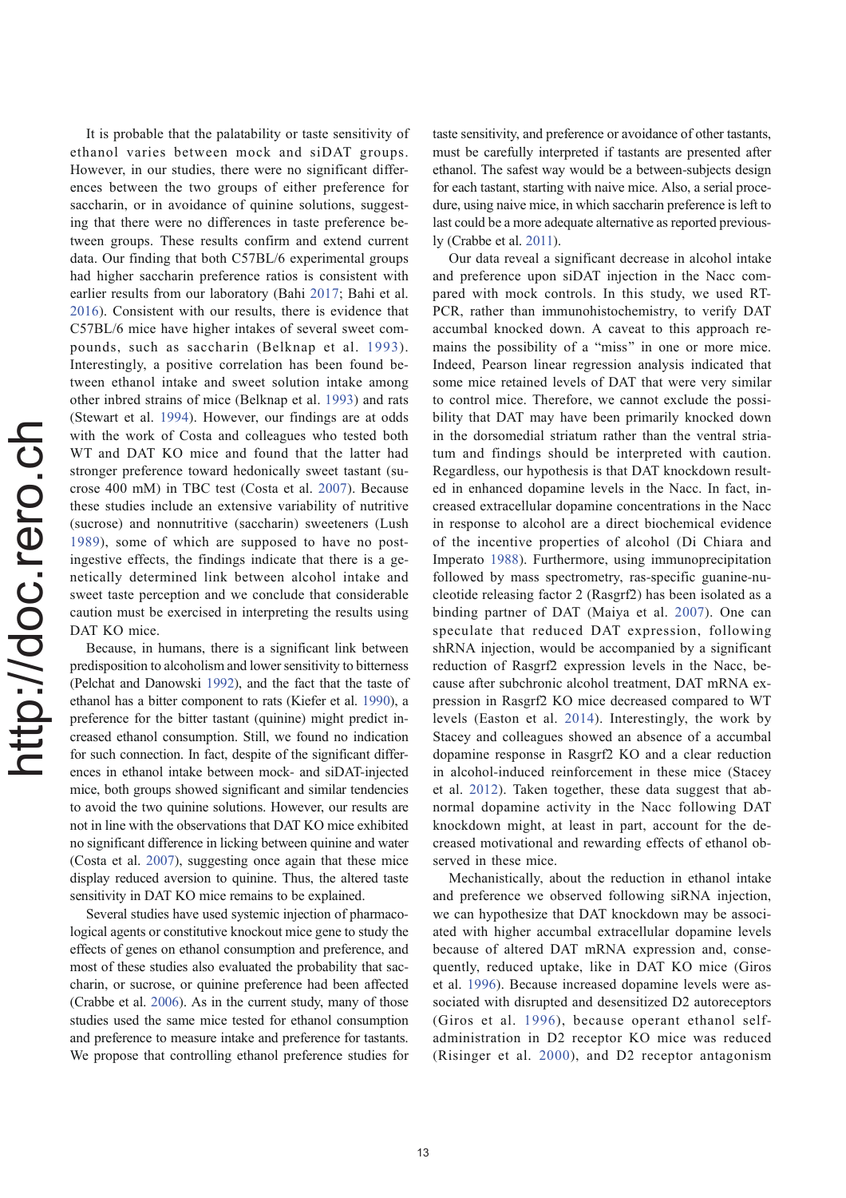It is probable that the palatability or taste sensitivity of ethanol varies between mock and siDAT groups. However, in our studies, there were no significant differences between the two groups of either preference for saccharin, or in avoidance of quinine solutions, suggesting that there were no differences in taste preference between groups. These results confirm and extend current data. Our finding that both C57BL/6 experimental groups had higher saccharin preference ratios is consistent with earlier results from our laboratory (Bahi 2017; Bahi et al. 2016). Consistent with our results, there is evidence that C57BL/6 mice have higher intakes of several sweet compounds, such as saccharin (Belknap et al. 1993). Interestingly, a positive correlation has been found between ethanol intake and sweet solution intake among other inbred strains of mice (Belknap et al. 1993) and rats (Stewart et al. 1994). However, our findings are at odds with the work of Costa and colleagues who tested both WT and DAT KO mice and found that the latter had stronger preference toward hedonically sweet tastant (sucrose 400 mM) in TBC test (Costa et al. 2007). Because these studies include an extensive variability of nutritive (sucrose) and nonnutritive (saccharin) sweeteners (Lush 1989), some of which are supposed to have no post-ingestive effects, the findings indicate that there is a genetically determined link between alcohol intake and sweet taste perception and we conclude that considerable caution must be exercised in interpreting the results using DAT KO mice.

Because, in humans, there is a significant link between predisposition to alcoholism and lower sensitivity to bitterness (Pelchat and Danowski 1992), and the fact that the taste of ethanol has a bitter component to rats (Kiefer et al. 1990), a preference for the bitter tastant (quinine) might predict increased ethanol consumption. Still, we found no indication for such connection. In fact, despite of the significant differences in ethanol intake between mock- and siDAT-injected mice, both groups showed significant and similar tendencies to avoid the two quinine solutions. However, our results are not in line with the observations that DAT KO mice exhibited no significant difference in licking between quinine and water (Costa et al. 2007), suggesting once again that these mice display reduced aversion to quinine. Thus, the altered taste sensitivity in DAT KO mice remains to be explained.

Several studies have used systemic injection of pharmacological agents or constitutive knockout mice gene to study the effects of genes on ethanol consumption and preference, and most of these studies also evaluated the probability that saccharin, or sucrose, or quinine preference had been affected (Crabbe et al. 2006). As in the current study, many of those studies used the same mice tested for ethanol consumption and preference to measure intake and preference for tastants. We propose that controlling ethanol preference studies for taste sensitivity, and preference or avoidance of other tastants, must be carefully interpreted if tastants are presented after ethanol. The safest way would be a between-subjects design for each tastant, starting with naive mice. Also, a serial procedure, using naive mice, in which saccharin preference is left to last could be a more adequate alternative as reported previously (Crabbe et al. 2011).

Our data reveal a significant decrease in alcohol intake and preference upon siDAT injection in the Nacc compared with mock controls. In this study, we used RT-PCR, rather than immunohistochemistry, to verify DAT accumbal knocked down. A caveat to this approach remains the possibility of a "miss" in one or more mice. Indeed, Pearson linear regression analysis indicated that some mice retained levels of DAT that were very similar to control mice. Therefore, we cannot exclude the possibility that DAT may have been primarily knocked down in the dorsomedial striatum rather than the ventral striatum and findings should be interpreted with caution. Regardless, our hypothesis is that DAT knockdown resulted in enhanced dopamine levels in the Nacc. In fact, increased extracellular dopamine concentrations in the Nacc in response to alcohol are a direct biochemical evidence of the incentive properties of alcohol (Di Chiara and Imperato 1988). Furthermore, using immunoprecipitation followed by mass spectrometry, ras-specific guanine-nucleotide releasing factor 2 (Rasgrf2) has been isolated as a binding partner of DAT (Maiya et al. 2007). One can speculate that reduced DAT expression, following shRNA injection, would be accompanied by a significant reduction of Rasgrf2 expression levels in the Nacc, because after subchronic alcohol treatment, DAT mRNA expression in Rasgrf2 KO mice decreased compared to WT levels (Easton et al. 2014). Interestingly, the work by Stacey and colleagues showed an absence of a accumbal dopamine response in Rasgrf2 KO and a clear reduction in alcohol-induced reinforcement in these mice (Stacey et al. 2012). Taken together, these data suggest that abnormal dopamine activity in the Nacc following DAT knockdown might, at least in part, account for the decreased motivational and rewarding effects of ethanol observed in these mice.

Mechanistically, about the reduction in ethanol intake and preference we observed following siRNA injection, we can hypothesize that DAT knockdown may be associated with higher accumbal extracellular dopamine levels because of altered DAT mRNA expression and, consequently, reduced uptake, like in DAT KO mice (Giros et al. 1996). Because increased dopamine levels were associated with disrupted and desensitized D2 autoreceptors (Giros et al. 1996), because operant ethanol self-administration in D2 receptor KO mice was reduced (Risinger et al. 2000), and D2 receptor antagonism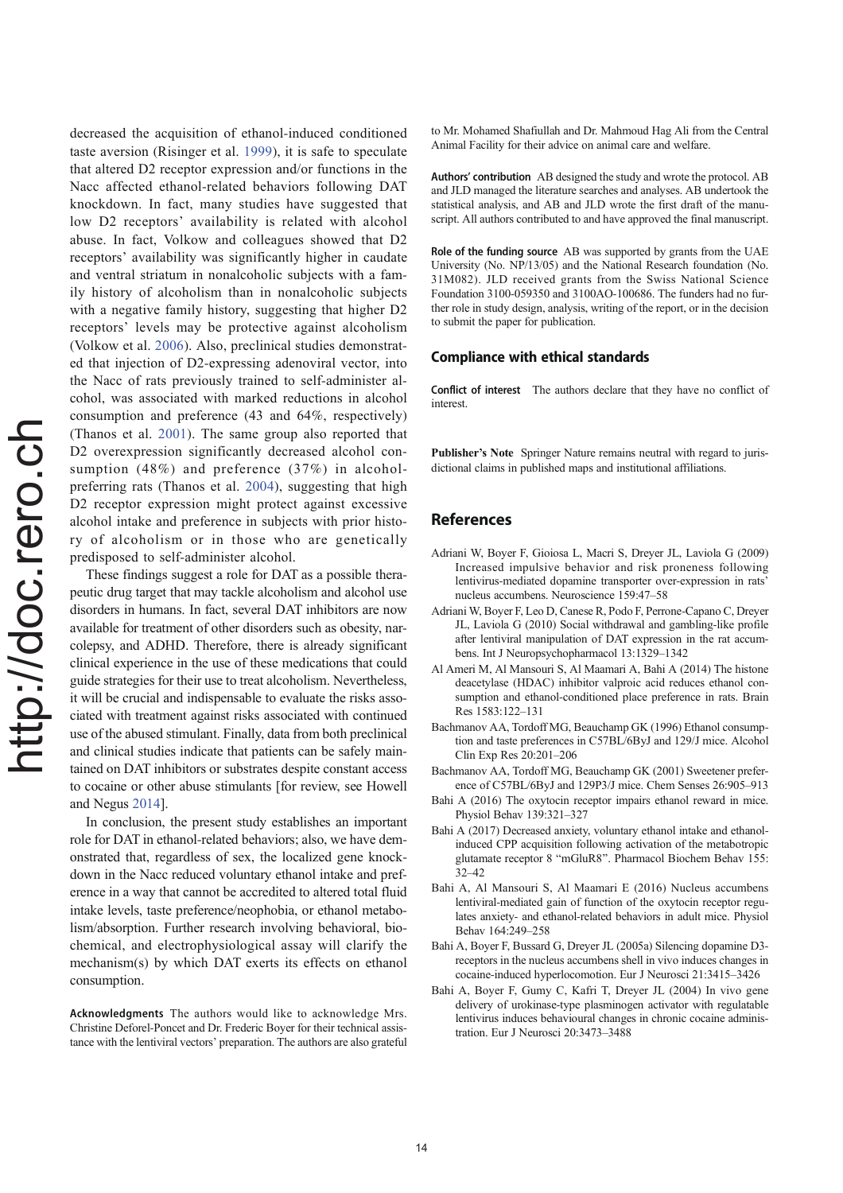decreased the acquisition of ethanol-induced conditioned taste aversion (Risinger et al. 1999), it is safe to speculate that altered D2 receptor expression and/or functions in the Nacc affected ethanol-related behaviors following DAT knockdown. In fact, many studies have suggested that low D2 receptors' availability is related with alcohol abuse. In fact, Volkow and colleagues showed that D2 receptors' availability was significantly higher in caudate and ventral striatum in nonalcoholic subjects with a family history of alcoholism than in nonalcoholic subjects with a negative family history, suggesting that higher D2 receptors' levels may be protective against alcoholism (Volkow et al. 2006). Also, preclinical studies demonstrated that injection of D2-expressing adenoviral vector, into the Nacc of rats previously trained to self-administer alcohol, was associated with marked reductions in alcohol consumption and preference (43 and 64%, respectively) (Thanos et al. 2001). The same group also reported that D2 overexpression significantly decreased alcohol consumption (48%) and preference (37%) in alcohol-preferring rats (Thanos et al. 2004), suggesting that high D2 receptor expression might protect against excessive alcohol intake and preference in subjects with prior history of alcoholism or in those who are genetically predisposed to self-administer alcohol.

These findings suggest a role for DAT as a possible therapeutic drug target that may tackle alcoholism and alcohol use disorders in humans. In fact, several DAT inhibitors are now available for treatment of other disorders such as obesity, narcolepsy, and ADHD. Therefore, there is already significant clinical experience in the use of these medications that could guide strategies for their use to treat alcoholism. Nevertheless, it will be crucial and indispensable to evaluate the risks associated with treatment against risks associated with continued use of the abused stimulant. Finally, data from both preclinical and clinical studies indicate that patients can be safely maintained on DAT inhibitors or substrates despite constant access to cocaine or other abuse stimulants [for review, see Howell and Negus 2014].

In conclusion, the present study establishes an important role for DAT in ethanol-related behaviors; also, we have demonstrated that, regardless of sex, the localized gene knockdown in the Nacc reduced voluntary ethanol intake and preference in a way that cannot be accredited to altered total fluid intake levels, taste preference/neophobia, or ethanol metabolism/absorption. Further research involving behavioral, biochemical, and electrophysiological assay will clarify the mechanism(s) by which DAT exerts its effects on ethanol consumption.

**Acknowledgments** The authors would like to acknowledge Mrs. Christine Deforel-Poncet and Dr. Frederic Boyer for their technical assistance with the lentiviral vectors' preparation. The authors are also grateful to Mr. Mohamed Shafiullah and Dr. Mahmoud Hag Ali from the Central Animal Facility for their advice on animal care and welfare.

**Authors' contribution** AB designed the study and wrote the protocol. AB and JLD managed the literature searches and analyses. AB undertook the statistical analysis, and AB and JLD wrote the first draft of the manuscript. All authors contributed to and have approved the final manuscript.

**Role of the funding source** AB was supported by grants from the UAE University (No. NP/13/05) and the National Research foundation (No. 31M082). JLD received grants from the Swiss National Science Foundation 3100-059350 and 3100AO-100686. The funders had no further role in study design, analysis, writing of the report, or in the decision to submit the paper for publication.

## Compliance with ethical standards

**Conflict of interest** The authors declare that they have no conflict of interest.

**Publisher's Note** Springer Nature remains neutral with regard to jurisdictional claims in published maps and institutional affiliations.

## References

Adriani W, Boyer F, Gioiosa L, Macri S, Dreyer JL, Laviola G (2009) Increased impulsive behavior and risk proneness following lentivirus-mediated dopamine transporter over-expression in rats' nucleus accumbens. Neuroscience 159:47–58

Adriani W, Boyer F, Leo D, Canese R, Podo F, Perrone-Capano C, Dreyer JL, Laviola G (2010) Social withdrawal and gambling-like profile after lentiviral manipulation of DAT expression in the rat accumbens. Int J Neuropsychopharmacol 13:1329–1342

Al Ameri M, Al Mansouri S, Al Maamari A, Bahi A (2014) The histone deacetylase (HDAC) inhibitor valproic acid reduces ethanol consumption and ethanol-conditioned place preference in rats. Brain Res 1583:122–131

Bachmanov AA, Tordoff MG, Beauchamp GK (1996) Ethanol consumption and taste preferences in C57BL/6ByJ and 129/J mice. Alcohol Clin Exp Res 20:201–206

Bachmanov AA, Tordoff MG, Beauchamp GK (2001) Sweetener preference of C57BL/6ByJ and 129P3/J mice. Chem Senses 26:905–913

Bahi A (2016) The oxytocin receptor impairs ethanol reward in mice. Physiol Behav 139:321–327

Bahi A (2017) Decreased anxiety, voluntary ethanol intake and ethanol-induced CPP acquisition following activation of the metabotropic glutamate receptor 8 "mGluR8". Pharmacol Biochem Behav 155: 32–42

Bahi A, Al Mansouri S, Al Maamari E (2016) Nucleus accumbens lentiviral-mediated gain of function of the oxytocin receptor regulates anxiety- and ethanol-related behaviors in adult mice. Physiol Behav 164:249–258

Bahi A, Boyer F, Bussard G, Dreyer JL (2005a) Silencing dopamine D3-receptors in the nucleus accumbens shell in vivo induces changes in cocaine-induced hyperlocomotion. Eur J Neurosci 21:3415–3426

Bahi A, Boyer F, Gumy C, Kafri T, Dreyer JL (2004) In vivo gene delivery of urokinase-type plasminogen activator with regulatable lentivirus induces behavioural changes in chronic cocaine administration. Eur J Neurosci 20:3473–3488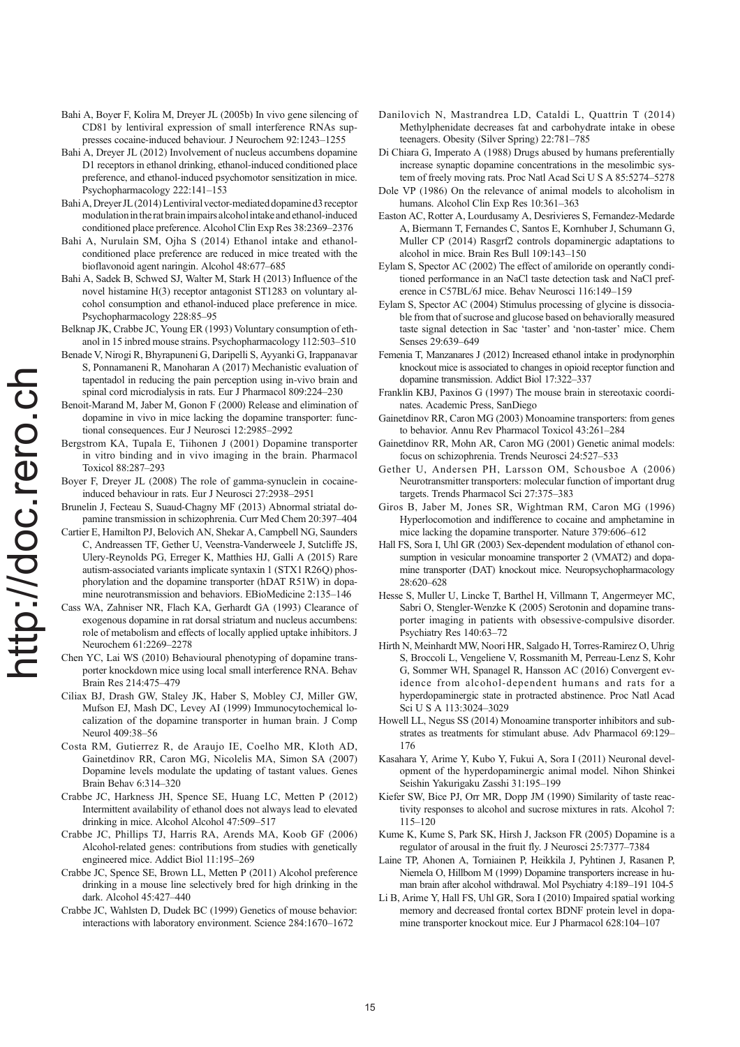Bahi A, Boyer F, Kolira M, Dreyer JL (2005b) In vivo gene silencing of CD81 by lentiviral expression of small interference RNAs suppresses cocaine-induced behaviour. J Neurochem 92:1243–1255

Bahi A, Dreyer JL (2012) Involvement of nucleus accumbens dopamine D1 receptors in ethanol drinking, ethanol-induced conditioned place preference, and ethanol-induced psychomotor sensitization in mice. Psychopharmacology 222:141–153

Bahi A, Dreyer JL (2014) Lentiviral vector-mediated dopamine d3 receptor modulation in the rat brain impairs alcohol intake and ethanol-induced conditioned place preference. Alcohol Clin Exp Res 38:2369–2376

Bahi A, Nurulain SM, Ojha S (2014) Ethanol intake and ethanol-conditioned place preference are reduced in mice treated with the bioflavonoid agent naringin. Alcohol 48:677–685

Bahi A, Sadek B, Schwed SJ, Walter M, Stark H (2013) Influence of the novel histamine H(3) receptor antagonist ST1283 on voluntary alcohol consumption and ethanol-induced place preference in mice. Psychopharmacology 228:85–95

Belknap JK, Crabbe JC, Young ER (1993) Voluntary consumption of ethanol in 15 inbred mouse strains. Psychopharmacology 112:503–510

Benade V, Nirogi R, Bhyrapuneni G, Daripelli S, Ayyanki G, Irappanavar S, Ponnamaneni R, Manoharan A (2017) Mechanistic evaluation of tapentadol in reducing the pain perception using in-vivo brain and spinal cord microdialysis in rats. Eur J Pharmacol 809:224–230

Benoit-Marand M, Jaber M, Gonon F (2000) Release and elimination of dopamine in vivo in mice lacking the dopamine transporter: functional consequences. Eur J Neurosci 12:2985–2992

Bergstrom KA, Tupala E, Tiihonen J (2001) Dopamine transporter in vitro binding and in vivo imaging in the brain. Pharmacol Toxicol 88:287–293

Boyer F, Dreyer JL (2008) The role of gamma-synuclein in cocaine-induced behaviour in rats. Eur J Neurosci 27:2938–2951

Brunelin J, Fecteau S, Suaud-Chagny MF (2013) Abnormal striatal dopamine transmission in schizophrenia. Curr Med Chem 20:397–404

Cartier E, Hamilton PJ, Belovich AN, Shekar A, Campbell NG, Saunders C, Andreassen TF, Gether U, Veenstra-Vanderweele J, Sutcliffe JS, Ulery-Reynolds PG, Erreger K, Matthies HJ, Galli A (2015) Rare autism-associated variants implicate syntaxin 1 (STX1 R26Q) phosphorylation and the dopamine transporter (hDAT R51W) in dopamine neurotransmission and behaviors. EBioMedicine 2:135–146

Cass WA, Zahniser NR, Flach KA, Gerhardt GA (1993) Clearance of exogenous dopamine in rat dorsal striatum and nucleus accumbens: role of metabolism and effects of locally applied uptake inhibitors. J Neurochem 61:2269–2278

Chen YC, Lai WS (2010) Behavioural phenotyping of dopamine transporter knockdown mice using local small interference RNA. Behav Brain Res 214:475–479

Ciliax BJ, Drash GW, Staley JK, Haber S, Mobley CJ, Miller GW, Mufson EJ, Mash DC, Levey AI (1999) Immunocytochemical localization of the dopamine transporter in human brain. J Comp Neurol 409:38–56

Costa RM, Gutierrez R, de Araujo IE, Coelho MR, Kloth AD, Gainetdinov RR, Caron MG, Nicolelis MA, Simon SA (2007) Dopamine levels modulate the updating of tastant values. Genes Brain Behav 6:314–320

Crabbe JC, Harkness JH, Spence SE, Huang LC, Metten P (2012) Intermittent availability of ethanol does not always lead to elevated drinking in mice. Alcohol Alcohol 47:509–517

Crabbe JC, Phillips TJ, Harris RA, Arends MA, Koob GF (2006) Alcohol-related genes: contributions from studies with genetically engineered mice. Addict Biol 11:195–269

Crabbe JC, Spence SE, Brown LL, Metten P (2011) Alcohol preference drinking in a mouse line selectively bred for high drinking in the dark. Alcohol 45:427–440

Crabbe JC, Wahlsten D, Dudek BC (1999) Genetics of mouse behavior: interactions with laboratory environment. Science 284:1670–1672

Danilovich N, Mastrandrea LD, Cataldi L, Quattrin T (2014) Methylphenidate decreases fat and carbohydrate intake in obese teenagers. Obesity (Silver Spring) 22:781–785

Di Chiara G, Imperato A (1988) Drugs abused by humans preferentially increase synaptic dopamine concentrations in the mesolimbic system of freely moving rats. Proc Natl Acad Sci U S A 85:5274–5278

Dole VP (1986) On the relevance of animal models to alcoholism in humans. Alcohol Clin Exp Res 10:361–363

Easton AC, Rotter A, Lourdusamy A, Desrivieres S, Fernandez-Medarde A, Biermann T, Fernandes C, Santos E, Kornhuber J, Schumann G, Muller CP (2014) Rasgrf2 controls dopaminergic adaptations to alcohol in mice. Brain Res Bull 109:143–150

Eylam S, Spector AC (2002) The effect of amiloride on operantly conditioned performance in an NaCl taste detection task and NaCl preference in C57BL/6J mice. Behav Neurosci 116:149–159

Eylam S, Spector AC (2004) Stimulus processing of glycine is dissociable from that of sucrose and glucose based on behaviorally measured taste signal detection in Sac 'taster' and 'non-taster' mice. Chem Senses 29:639–649

Femenia T, Manzanares J (2012) Increased ethanol intake in prodynorphin knockout mice is associated to changes in opioid receptor function and dopamine transmission. Addict Biol 17:322–337

Franklin KBJ, Paxinos G (1997) The mouse brain in stereotaxic coordinates. Academic Press, SanDiego

Gainetdinov RR, Caron MG (2003) Monoamine transporters: from genes to behavior. Annu Rev Pharmacol Toxicol 43:261–284

Gainetdinov RR, Mohn AR, Caron MG (2001) Genetic animal models: focus on schizophrenia. Trends Neurosci 24:527–533

Gether U, Andersen PH, Larsson OM, Schousboe A (2006) Neurotransmitter transporters: molecular function of important drug targets. Trends Pharmacol Sci 27:375–383

Giros B, Jaber M, Jones SR, Wightman RM, Caron MG (1996) Hyperlocomotion and indifference to cocaine and amphetamine in mice lacking the dopamine transporter. Nature 379:606–612

Hall FS, Sora I, Uhl GR (2003) Sex-dependent modulation of ethanol consumption in vesicular monoamine transporter 2 (VMAT2) and dopamine transporter (DAT) knockout mice. Neuropsychopharmacology 28:620–628

Hesse S, Muller U, Lincke T, Barthel H, Villmann T, Angermeyer MC, Sabri O, Stengler-Wenzke K (2005) Serotonin and dopamine transporter imaging in patients with obsessive-compulsive disorder. Psychiatry Res 140:63–72

Hirth N, Meinhardt MW, Noori HR, Salgado H, Torres-Ramirez O, Uhrig S, Broccoli L, Vengeliene V, Rossmanith M, Perreau-Lenz S, Kohr G, Sommer WH, Spanagel R, Hansson AC (2016) Convergent evidence from alcohol-dependent humans and rats for a hyperdopaminergic state in protracted abstinence. Proc Natl Acad Sci U S A 113:3024–3029

Howell LL, Negus SS (2014) Monoamine transporter inhibitors and substrates as treatments for stimulant abuse. Adv Pharmacol 69:129–176

Kasahara Y, Arime Y, Kubo Y, Fukui A, Sora I (2011) Neuronal development of the hyperdopaminergic animal model. Nihon Shinkei Seishin Yakurigaku Zasshi 31:195–199

Kiefer SW, Bice PJ, Orr MR, Dopp JM (1990) Similarity of taste reactivity responses to alcohol and sucrose mixtures in rats. Alcohol 7: 115–120

Kume K, Kume S, Park SK, Hirsh J, Jackson FR (2005) Dopamine is a regulator of arousal in the fruit fly. J Neurosci 25:7377–7384

Laine TP, Ahonen A, Torniainen P, Heikkila J, Pyhtinen J, Rasanen P, Niemela O, Hillbom M (1999) Dopamine transporters increase in human brain after alcohol withdrawal. Mol Psychiatry 4:189–191 104-5

Li B, Arime Y, Hall FS, Uhl GR, Sora I (2010) Impaired spatial working memory and decreased frontal cortex BDNF protein level in dopamine transporter knockout mice. Eur J Pharmacol 628:104–107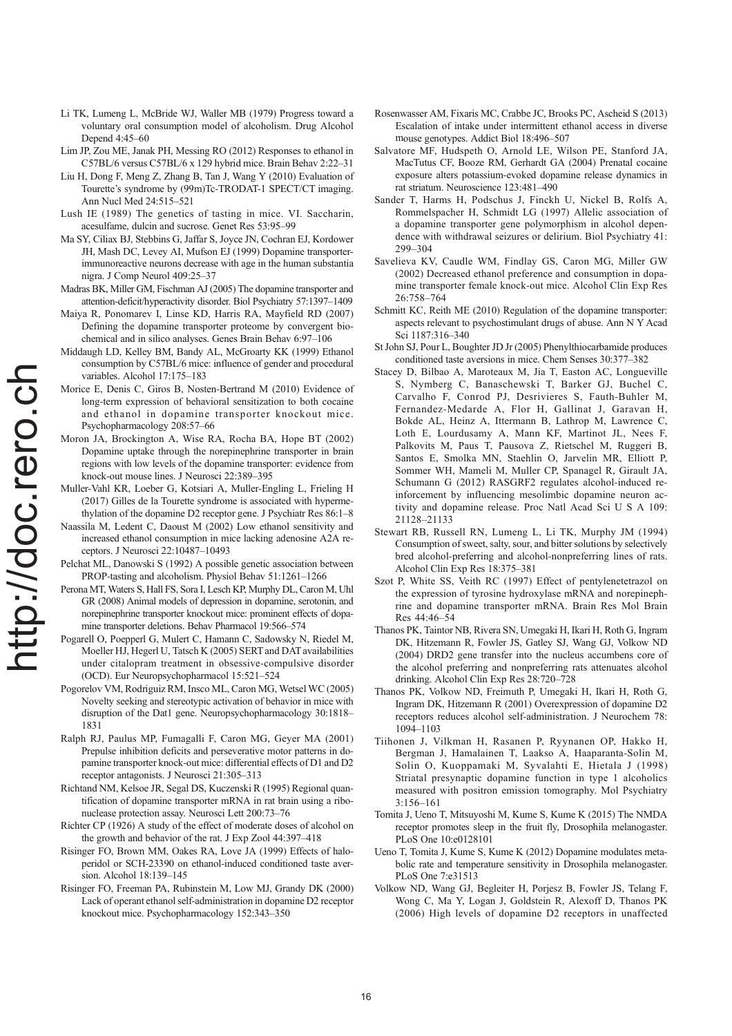Li TK, Lumeng L, McBride WJ, Waller MB (1979) Progress toward a voluntary oral consumption model of alcoholism. Drug Alcohol Depend 4:45–60

Lim JP, Zou ME, Janak PH, Messing RO (2012) Responses to ethanol in C57BL/6 versus C57BL/6 x 129 hybrid mice. Brain Behav 2:22–31

Liu H, Dong F, Meng Z, Zhang B, Tan J, Wang Y (2010) Evaluation of Tourette's syndrome by (99m)Tc-TRODAT-1 SPECT/CT imaging. Ann Nucl Med 24:515–521

Lush IE (1989) The genetics of tasting in mice. VI. Saccharin, acesulfame, dulcin and sucrose. Genet Res 53:95–99

Ma SY, Ciliax BJ, Stebbins G, Jaffar S, Joyce JN, Cochran EJ, Kordower JH, Mash DC, Levey AI, Mufson EJ (1999) Dopamine transporter-immunoreactive neurons decrease with age in the human substantia nigra. J Comp Neurol 409:25–37

Madras BK, Miller GM, Fischman AJ (2005) The dopamine transporter and attention-deficit/hyperactivity disorder. Biol Psychiatry 57:1397–1409

Maiya R, Ponomarev I, Linse KD, Harris RA, Mayfield RD (2007) Defining the dopamine transporter proteome by convergent biochemical and in silico analyses. Genes Brain Behav 6:97–106

Middaugh LD, Kelley BM, Bandy AL, McGroarty KK (1999) Ethanol consumption by C57BL/6 mice: influence of gender and procedural variables. Alcohol 17:175–183

Morice E, Denis C, Giros B, Nosten-Bertrand M (2010) Evidence of long-term expression of behavioral sensitization to both cocaine and ethanol in dopamine transporter knockout mice. Psychopharmacology 208:57–66

Moron JA, Brockington A, Wise RA, Rocha BA, Hope BT (2002) Dopamine uptake through the norepinephrine transporter in brain regions with low levels of the dopamine transporter: evidence from knock-out mouse lines. J Neurosci 22:389–395

Muller-Vahl KR, Loeber G, Kotsiari A, Muller-Engling L, Frieling H (2017) Gilles de la Tourette syndrome is associated with hypermethylation of the dopamine D2 receptor gene. J Psychiatr Res 86:1–8

Naassila M, Ledent C, Daoust M (2002) Low ethanol sensitivity and increased ethanol consumption in mice lacking adenosine A2A receptors. J Neurosci 22:10487–10493

Pelchat ML, Danowski S (1992) A possible genetic association between PROP-tasting and alcoholism. Physiol Behav 51:1261–1266

Perona MT, Waters S, Hall FS, Sora I, Lesch KP, Murphy DL, Caron M, Uhl GR (2008) Animal models of depression in dopamine, serotonin, and norepinephrine transporter knockout mice: prominent effects of dopamine transporter deletions. Behav Pharmacol 19:566–574

Pogarell O, Poepperl G, Mulert C, Hamann C, Sadowsky N, Riedel M, Moeller HJ, Hegerl U, Tatsch K (2005) SERT and DAT availabilities under citalopram treatment in obsessive-compulsive disorder (OCD). Eur Neuropsychopharmacol 15:521–524

Pogorelov VM, Rodriguiz RM, Insco ML, Caron MG, Wetsel WC (2005) Novelty seeking and stereotypic activation of behavior in mice with disruption of the Dat1 gene. Neuropsychopharmacology 30:1818–1831

Ralph RJ, Paulus MP, Fumagalli F, Caron MG, Geyer MA (2001) Prepulse inhibition deficits and perseverative motor patterns in dopamine transporter knock-out mice: differential effects of D1 and D2 receptor antagonists. J Neurosci 21:305–313

Richtand NM, Kelsoe JR, Segal DS, Kuczenski R (1995) Regional quantification of dopamine transporter mRNA in rat brain using a ribonuclease protection assay. Neurosci Lett 200:73–76

Richter CP (1926) A study of the effect of moderate doses of alcohol on the growth and behavior of the rat. J Exp Zool 44:397–418

Risinger FO, Brown MM, Oakes RA, Love JA (1999) Effects of haloperidol or SCH-23390 on ethanol-induced conditioned taste aversion. Alcohol 18:139–145

Risinger FO, Freeman PA, Rubinstein M, Low MJ, Grandy DK (2000) Lack of operant ethanol self-administration in dopamine D2 receptor knockout mice. Psychopharmacology 152:343–350

Rosenwasser AM, Fixaris MC, Crabbe JC, Brooks PC, Ascheid S (2013) Escalation of intake under intermittent ethanol access in diverse mouse genotypes. Addict Biol 18:496–507

Salvatore MF, Hudspeth O, Arnold LE, Wilson PE, Stanford JA, MacTutus CF, Booze RM, Gerhardt GA (2004) Prenatal cocaine exposure alters potassium-evoked dopamine release dynamics in rat striatum. Neuroscience 123:481–490

Sander T, Harms H, Podschus J, Finckh U, Nickel B, Rolfs A, Rommelspacher H, Schmidt LG (1997) Allelic association of a dopamine transporter gene polymorphism in alcohol dependence with withdrawal seizures or delirium. Biol Psychiatry 41: 299–304

Savelieva KV, Caudle WM, Findlay GS, Caron MG, Miller GW (2002) Decreased ethanol preference and consumption in dopamine transporter female knock-out mice. Alcohol Clin Exp Res 26:758–764

Schmitt KC, Reith ME (2010) Regulation of the dopamine transporter: aspects relevant to psychostimulant drugs of abuse. Ann N Y Acad Sci 1187:316–340

St John SJ, Pour L, Boughter JD Jr (2005) Phenylthiocarbamide produces conditioned taste aversions in mice. Chem Senses 30:377–382

Stacey D, Bilbao A, Maroteaux M, Jia T, Easton AC, Longueville S, Nymberg C, Banaschewski T, Barker GJ, Buchel C, Carvalho F, Conrod PJ, Desrivieres S, Fauth-Buhler M, Fernandez-Medarde A, Flor H, Gallinat J, Garavan H, Bokde AL, Heinz A, Ittermann B, Lathrop M, Lawrence C, Loth E, Lourdusamy A, Mann KF, Martinot JL, Nees F, Palkovits M, Paus T, Pausova Z, Rietschel M, Ruggeri B, Santos E, Smolka MN, Staehlin O, Jarvelin MR, Elliott P, Sommer WH, Mameli M, Muller CP, Spanagel R, Girault JA, Schumann G (2012) RASGRF2 regulates alcohol-induced reinforcement by influencing mesolimbic dopamine neuron activity and dopamine release. Proc Natl Acad Sci U S A 109: 21128–21133

Stewart RB, Russell RN, Lumeng L, Li TK, Murphy JM (1994) Consumption of sweet, salty, sour, and bitter solutions by selectively bred alcohol-preferring and alcohol-nonpreferring lines of rats. Alcohol Clin Exp Res 18:375–381

Szot P, White SS, Veith RC (1997) Effect of pentylenetetrazol on the expression of tyrosine hydroxylase mRNA and norepinephrine and dopamine transporter mRNA. Brain Res Mol Brain Res 44:46–54

Thanos PK, Taintor NB, Rivera SN, Umegaki H, Ikari H, Roth G, Ingram DK, Hitzemann R, Fowler JS, Gatley SJ, Wang GJ, Volkow ND (2004) DRD2 gene transfer into the nucleus accumbens core of the alcohol preferring and nonpreferring rats attenuates alcohol drinking. Alcohol Clin Exp Res 28:720–728

Thanos PK, Volkow ND, Freimuth P, Umegaki H, Ikari H, Roth G, Ingram DK, Hitzemann R (2001) Overexpression of dopamine D2 receptors reduces alcohol self-administration. J Neurochem 78: 1094–1103

Tiihonen J, Vilkman H, Rasanen P, Ryynanen OP, Hakko H, Bergman J, Hamalainen T, Laakso A, Haaparanta-Solin M, Solin O, Kuoppamaki M, Syvalahti E, Hietala J (1998) Striatal presynaptic dopamine function in type 1 alcoholics measured with positron emission tomography. Mol Psychiatry 3:156–161

Tomita J, Ueno T, Mitsuyoshi M, Kume S, Kume K (2015) The NMDA receptor promotes sleep in the fruit fly, Drosophila melanogaster. PLoS One 10:e0128101

Ueno T, Tomita J, Kume S, Kume K (2012) Dopamine modulates metabolic rate and temperature sensitivity in Drosophila melanogaster. PLoS One 7:e31513

Volkow ND, Wang GJ, Begleiter H, Porjesz B, Fowler JS, Telang F, Wong C, Ma Y, Logan J, Goldstein R, Alexoff D, Thanos PK (2006) High levels of dopamine D2 receptors in unaffected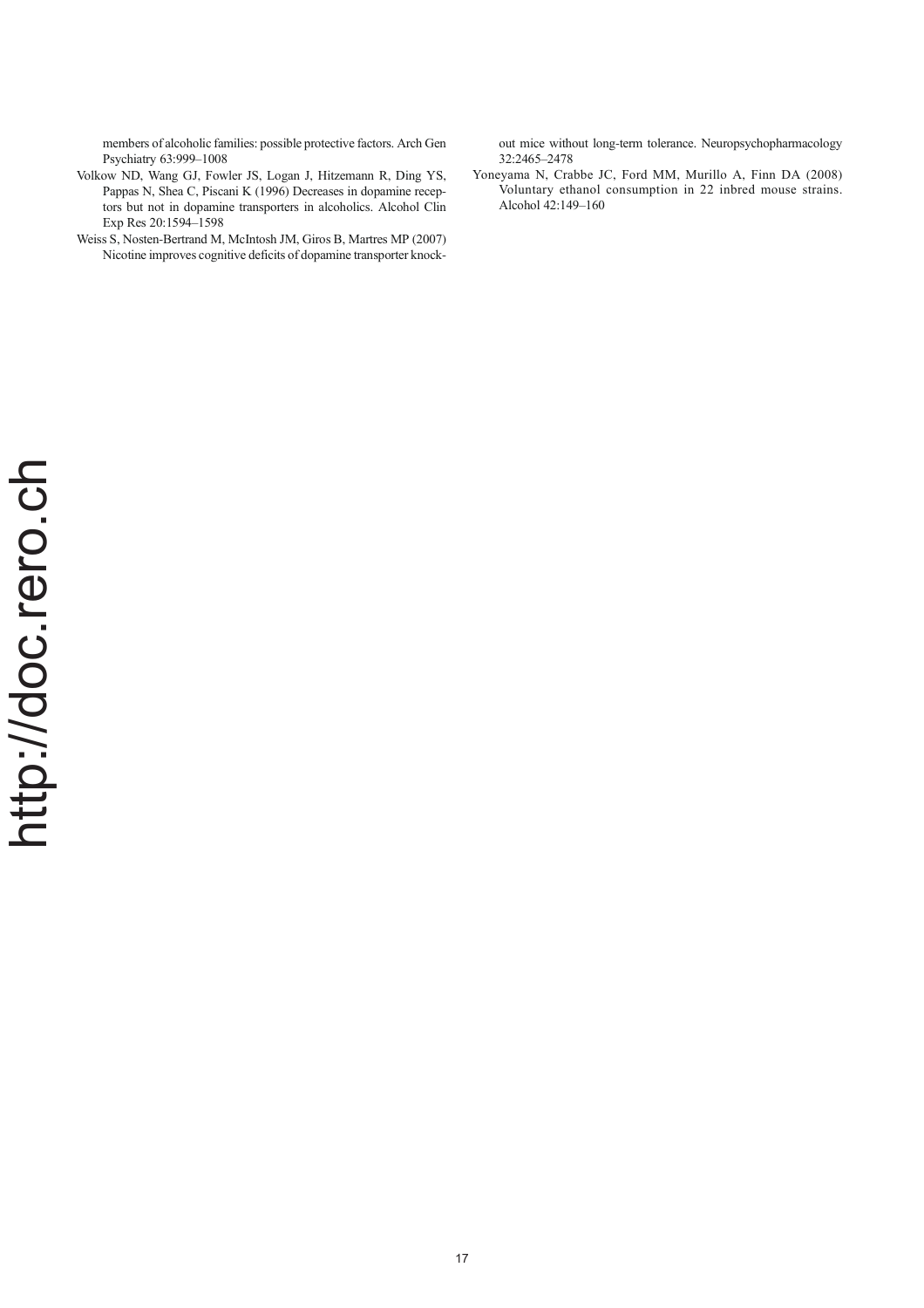members of alcoholic families: possible protective factors. Arch Gen Psychiatry 63:999–1008

Volkow ND, Wang GJ, Fowler JS, Logan J, Hitzemann R, Ding YS, Pappas N, Shea C, Piscani K (1996) Decreases in dopamine receptors but not in dopamine transporters in alcoholics. Alcohol Clin Exp Res 20:1594–1598

Weiss S, Nosten-Bertrand M, McIntosh JM, Giros B, Martres MP (2007) Nicotine improves cognitive deficits of dopamine transporter knockout mice without long-term tolerance. Neuropsychopharmacology 32:2465–2478

Yoneyama N, Crabbe JC, Ford MM, Murillo A, Finn DA (2008) Voluntary ethanol consumption in 22 inbred mouse strains. Alcohol 42:149–160